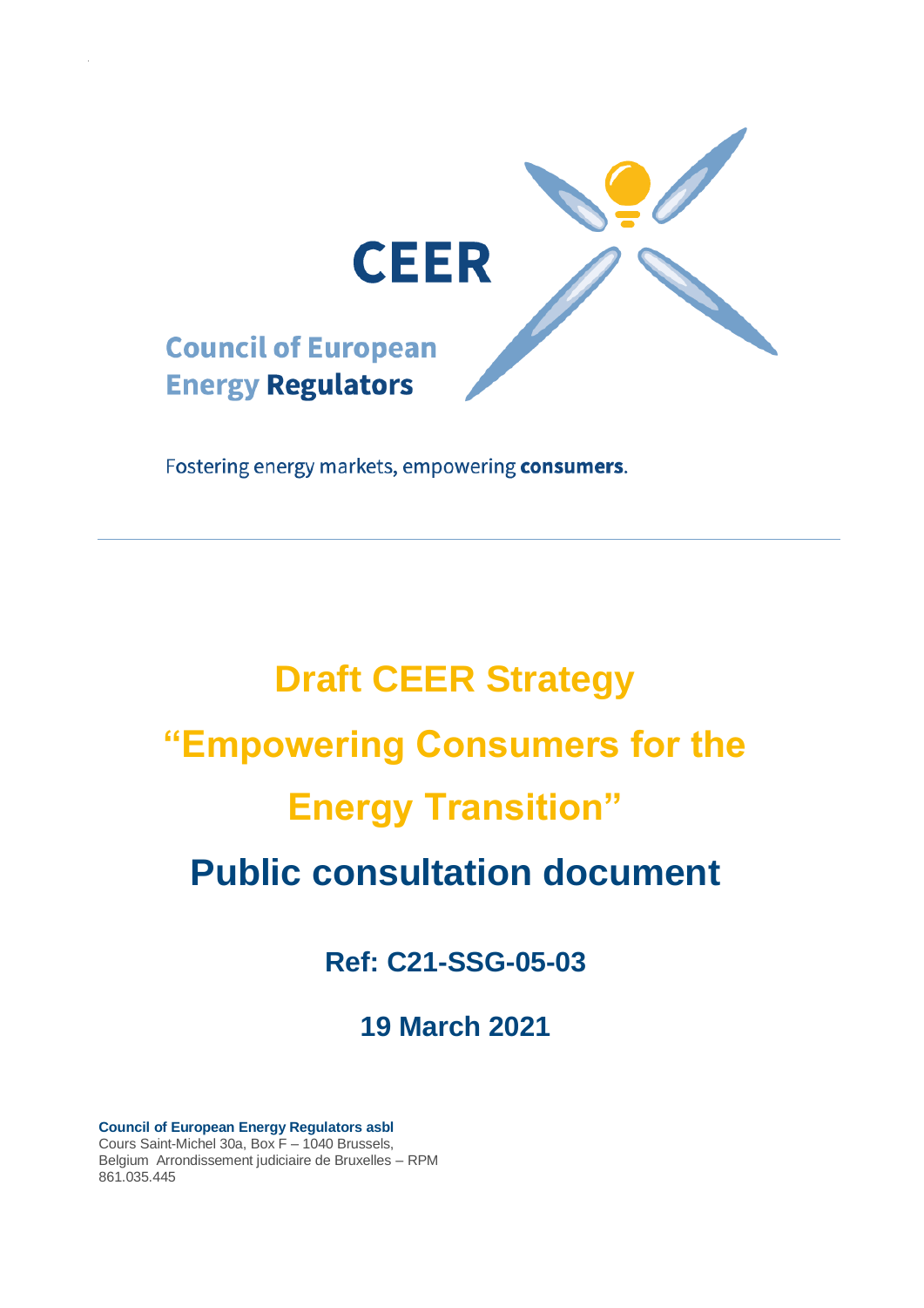**CEER**

**Council of European Energy Regulators**

Fostering energy markets, empowering **consumers**.

---

# Draft CEER Strategy "Empowering Consumers for the Energy Transition"

# Public consultation document

## Ref: C21-SSG-05-03

## 19 March 2021

**Council of European Energy Regulators asbl**
Cours Saint-Michel 30a, Box F – 1040 Brussels,
Belgium Arrondissement judiciaire de Bruxelles – RPM
861.035.445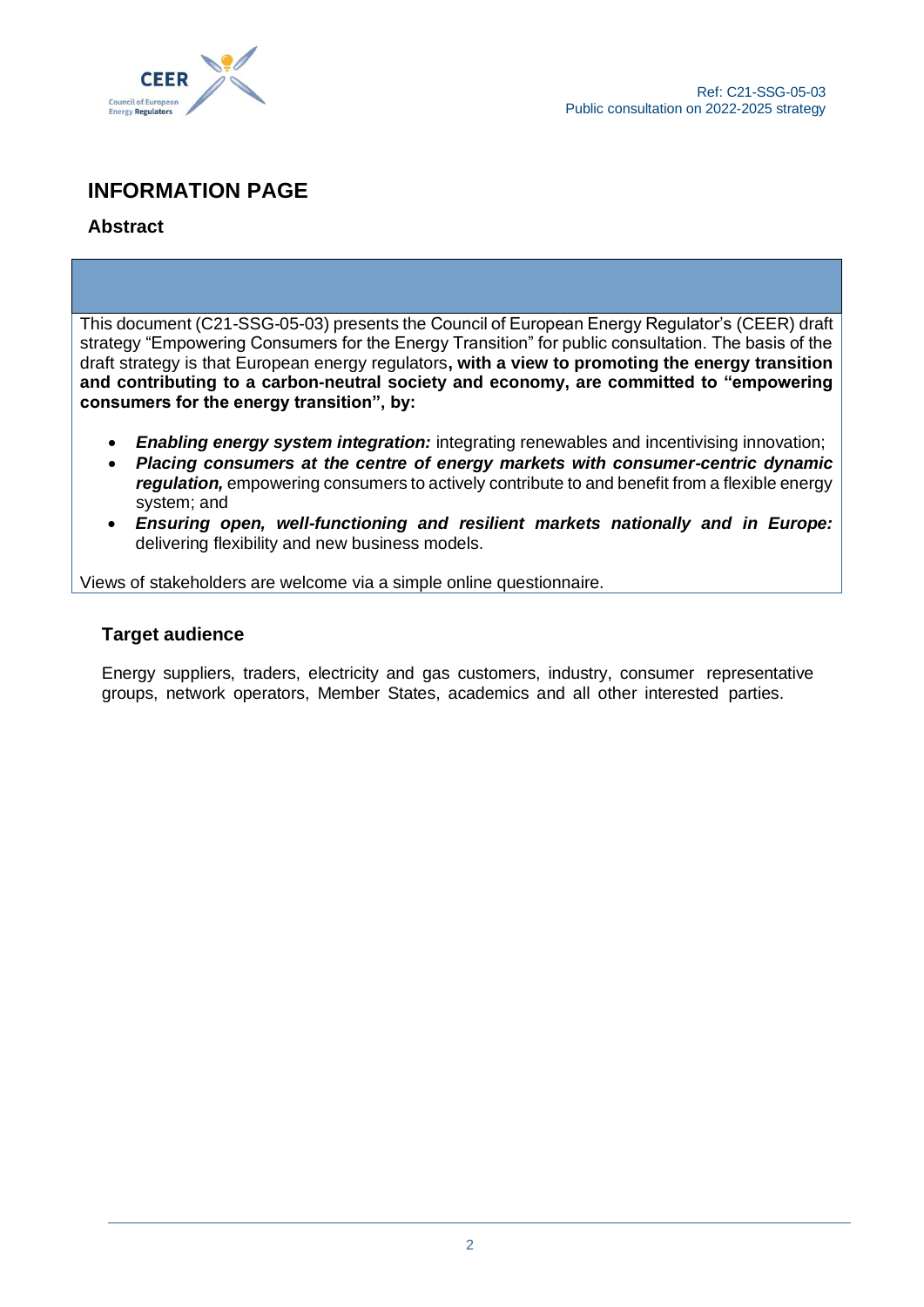# INFORMATION PAGE

## Abstract

This document (C21-SSG-05-03) presents the Council of European Energy Regulator's (CEER) draft strategy "Empowering Consumers for the Energy Transition" for public consultation. The basis of the draft strategy is that European energy regulators**, with a view to promoting the energy transition and contributing to a carbon-neutral society and economy, are committed to "empowering consumers for the energy transition", by:**

- ***Enabling energy system integration:*** integrating renewables and incentivising innovation;
- ***Placing consumers at the centre of energy markets with consumer-centric dynamic regulation,*** empowering consumers to actively contribute to and benefit from a flexible energy system; and
- ***Ensuring open, well-functioning and resilient markets nationally and in Europe:*** delivering flexibility and new business models.

Views of stakeholders are welcome via a simple online questionnaire.

## Target audience

Energy suppliers, traders, electricity and gas customers, industry, consumer representative groups, network operators, Member States, academics and all other interested parties.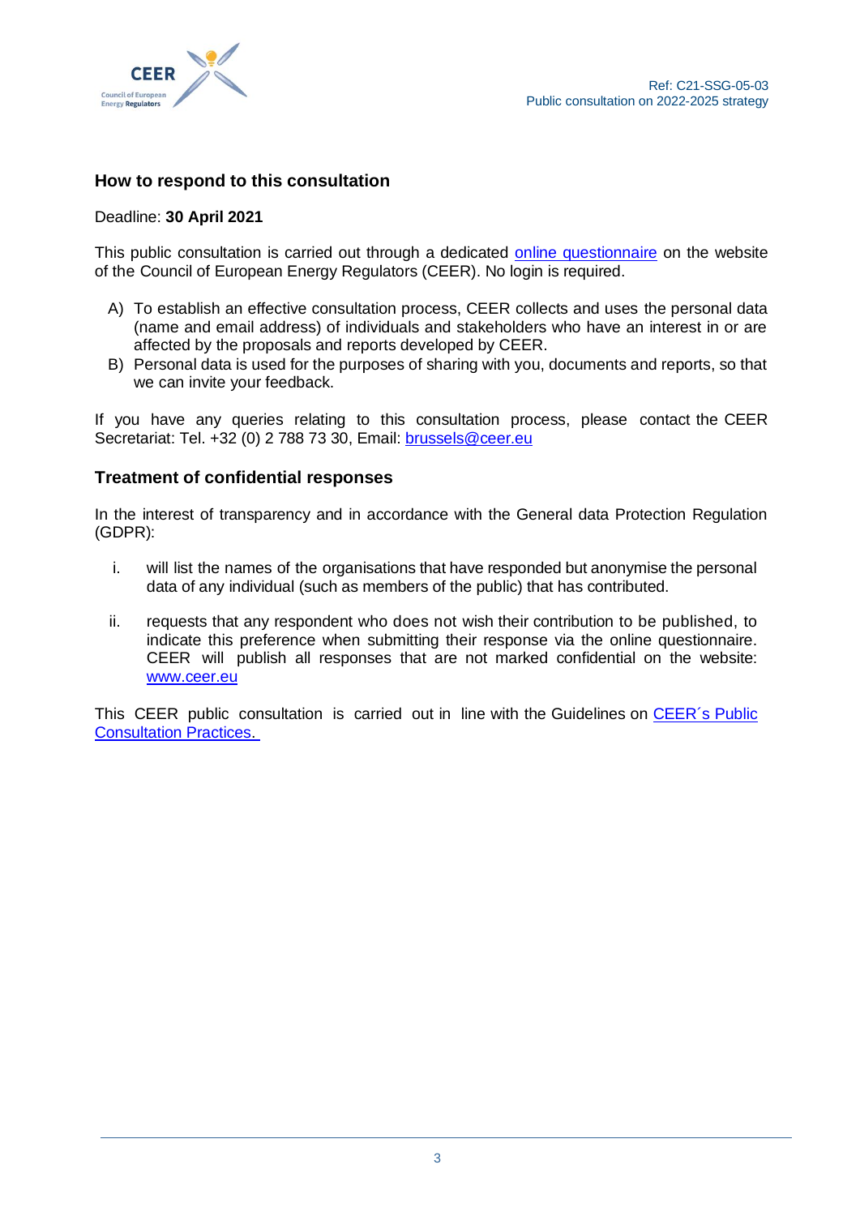## How to respond to this consultation

Deadline: **30 April 2021**

This public consultation is carried out through a dedicated online questionnaire on the website of the Council of European Energy Regulators (CEER). No login is required.

A) To establish an effective consultation process, CEER collects and uses the personal data (name and email address) of individuals and stakeholders who have an interest in or are affected by the proposals and reports developed by CEER.
B) Personal data is used for the purposes of sharing with you, documents and reports, so that we can invite your feedback.

If you have any queries relating to this consultation process, please contact the CEER Secretariat: Tel. +32 (0) 2 788 73 30, Email: brussels@ceer.eu

## Treatment of confidential responses

In the interest of transparency and in accordance with the General data Protection Regulation (GDPR):

i. will list the names of the organisations that have responded but anonymise the personal data of any individual (such as members of the public) that has contributed.

ii. requests that any respondent who does not wish their contribution to be published, to indicate this preference when submitting their response via the online questionnaire. CEER will publish all responses that are not marked confidential on the website: www.ceer.eu

This CEER public consultation is carried out in line with the Guidelines on CEER´s Public Consultation Practices.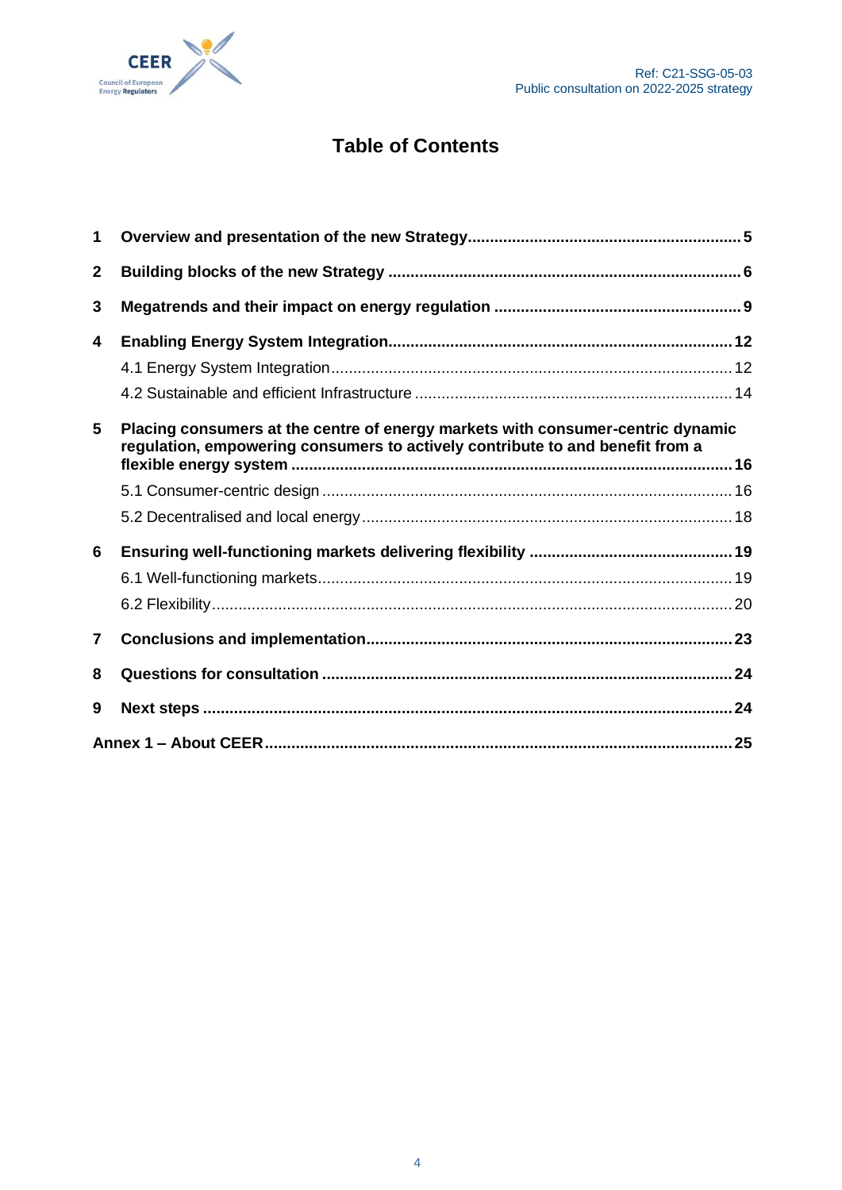# Table of Contents

**1 Overview and presentation of the new Strategy** .......... **5**

**2 Building blocks of the new Strategy** .......... **6**

**3 Megatrends and their impact on energy regulation** .......... **9**

**4 Enabling Energy System Integration** .......... **12**

4.1 Energy System Integration .......... 12

4.2 Sustainable and efficient Infrastructure .......... 14

**5 Placing consumers at the centre of energy markets with consumer-centric dynamic regulation, empowering consumers to actively contribute to and benefit from a flexible energy system** .......... **16**

5.1 Consumer-centric design .......... 16

5.2 Decentralised and local energy .......... 18

**6 Ensuring well-functioning markets delivering flexibility** .......... **19**

6.1 Well-functioning markets .......... 19

6.2 Flexibility .......... 20

**7 Conclusions and implementation** .......... **23**

**8 Questions for consultation** .......... **24**

**9 Next steps** .......... **24**

**Annex 1 – About CEER** .......... **25**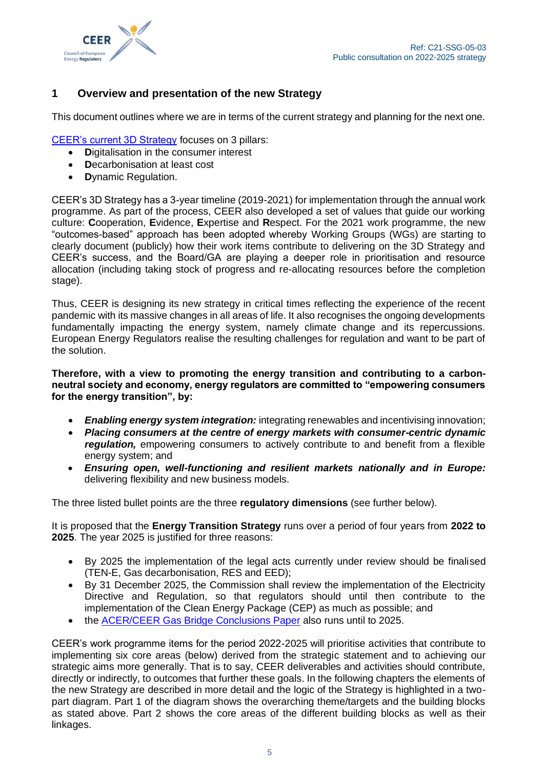## 1 Overview and presentation of the new Strategy

This document outlines where we are in terms of the current strategy and planning for the next one.

[CEER's current 3D Strategy] focuses on 3 pillars:

- **D**igitalisation in the consumer interest
- **D**ecarbonisation at least cost
- **D**ynamic Regulation.

CEER's 3D Strategy has a 3-year timeline (2019-2021) for implementation through the annual work programme. As part of the process, CEER also developed a set of values that guide our working culture: **C**ooperation, **E**vidence, **E**xpertise and **R**espect. For the 2021 work programme, the new "outcomes-based" approach has been adopted whereby Working Groups (WGs) are starting to clearly document (publicly) how their work items contribute to delivering on the 3D Strategy and CEER's success, and the Board/GA are playing a deeper role in prioritisation and resource allocation (including taking stock of progress and re-allocating resources before the completion stage).

Thus, CEER is designing its new strategy in critical times reflecting the experience of the recent pandemic with its massive changes in all areas of life. It also recognises the ongoing developments fundamentally impacting the energy system, namely climate change and its repercussions. European Energy Regulators realise the resulting challenges for regulation and want to be part of the solution.

**Therefore, with a view to promoting the energy transition and contributing to a carbon-neutral society and economy, energy regulators are committed to "empowering consumers for the energy transition", by:**

- ***Enabling energy system integration:*** integrating renewables and incentivising innovation;
- ***Placing consumers at the centre of energy markets with consumer-centric dynamic regulation,*** empowering consumers to actively contribute to and benefit from a flexible energy system; and
- ***Ensuring open, well-functioning and resilient markets nationally and in Europe:*** delivering flexibility and new business models.

The three listed bullet points are the three **regulatory dimensions** (see further below).

It is proposed that the **Energy Transition Strategy** runs over a period of four years from **2022 to 2025**. The year 2025 is justified for three reasons:

- By 2025 the implementation of the legal acts currently under review should be finalised (TEN-E, Gas decarbonisation, RES and EED);
- By 31 December 2025, the Commission shall review the implementation of the Electricity Directive and Regulation, so that regulators should until then contribute to the implementation of the Clean Energy Package (CEP) as much as possible; and
- the [ACER/CEER Gas Bridge Conclusions Paper] also runs until to 2025.

CEER's work programme items for the period 2022-2025 will prioritise activities that contribute to implementing six core areas (below) derived from the strategic statement and to achieving our strategic aims more generally. That is to say, CEER deliverables and activities should contribute, directly or indirectly, to outcomes that further these goals. In the following chapters the elements of the new Strategy are described in more detail and the logic of the Strategy is highlighted in a two-part diagram. Part 1 of the diagram shows the overarching theme/targets and the building blocks as stated above. Part 2 shows the core areas of the different building blocks as well as their linkages.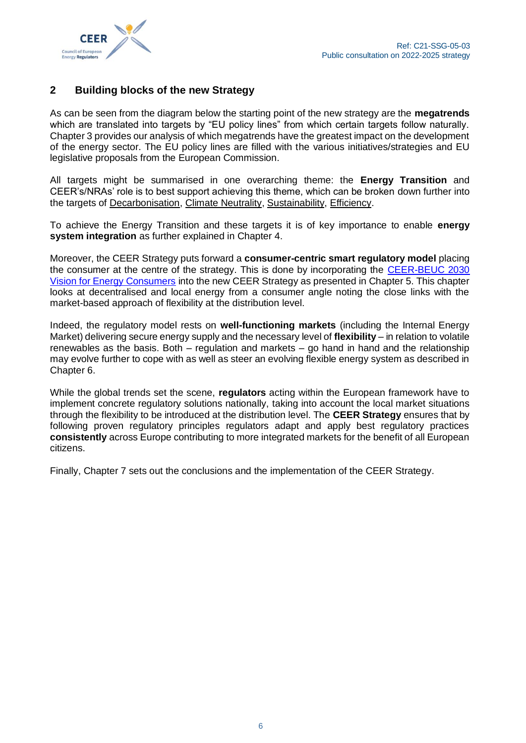## 2 Building blocks of the new Strategy

As can be seen from the diagram below the starting point of the new strategy are the **megatrends** which are translated into targets by "EU policy lines" from which certain targets follow naturally. Chapter 3 provides our analysis of which megatrends have the greatest impact on the development of the energy sector. The EU policy lines are filled with the various initiatives/strategies and EU legislative proposals from the European Commission.

All targets might be summarised in one overarching theme: the **Energy Transition** and CEER's/NRAs' role is to best support achieving this theme, which can be broken down further into the targets of Decarbonisation, Climate Neutrality, Sustainability, Efficiency.

To achieve the Energy Transition and these targets it is of key importance to enable **energy system integration** as further explained in Chapter 4.

Moreover, the CEER Strategy puts forward a **consumer-centric smart regulatory model** placing the consumer at the centre of the strategy. This is done by incorporating the [CEER-BEUC 2030 Vision for Energy Consumers] into the new CEER Strategy as presented in Chapter 5. This chapter looks at decentralised and local energy from a consumer angle noting the close links with the market-based approach of flexibility at the distribution level.

Indeed, the regulatory model rests on **well-functioning markets** (including the Internal Energy Market) delivering secure energy supply and the necessary level of **flexibility** – in relation to volatile renewables as the basis. Both – regulation and markets – go hand in hand and the relationship may evolve further to cope with as well as steer an evolving flexible energy system as described in Chapter 6.

While the global trends set the scene, **regulators** acting within the European framework have to implement concrete regulatory solutions nationally, taking into account the local market situations through the flexibility to be introduced at the distribution level. The **CEER Strategy** ensures that by following proven regulatory principles regulators adapt and apply best regulatory practices **consistently** across Europe contributing to more integrated markets for the benefit of all European citizens.

Finally, Chapter 7 sets out the conclusions and the implementation of the CEER Strategy.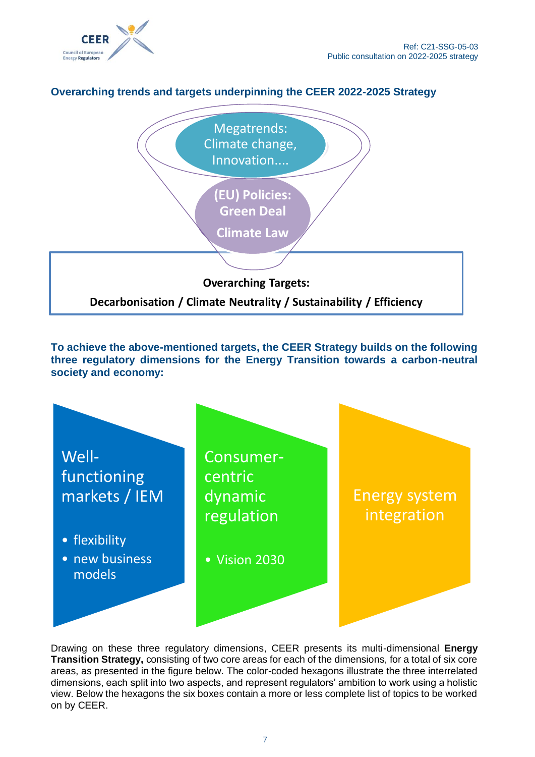**Overarching trends and targets underpinning the CEER 2022-2025 Strategy**

Megatrends: Climate change, Innovation....

(EU) Policies: Green Deal

Climate Law

**Overarching Targets:**

**Decarbonisation / Climate Neutrality / Sustainability / Efficiency**

**To achieve the above-mentioned targets, the CEER Strategy builds on the following three regulatory dimensions for the Energy Transition towards a carbon-neutral society and economy:**

Well-functioning markets / IEM

- flexibility
- new business models

Consumer-centric dynamic regulation

- Vision 2030

Energy system integration

Drawing on these three regulatory dimensions, CEER presents its multi-dimensional **Energy Transition Strategy,** consisting of two core areas for each of the dimensions, for a total of six core areas, as presented in the figure below. The color-coded hexagons illustrate the three interrelated dimensions, each split into two aspects, and represent regulators' ambition to work using a holistic view. Below the hexagons the six boxes contain a more or less complete list of topics to be worked on by CEER.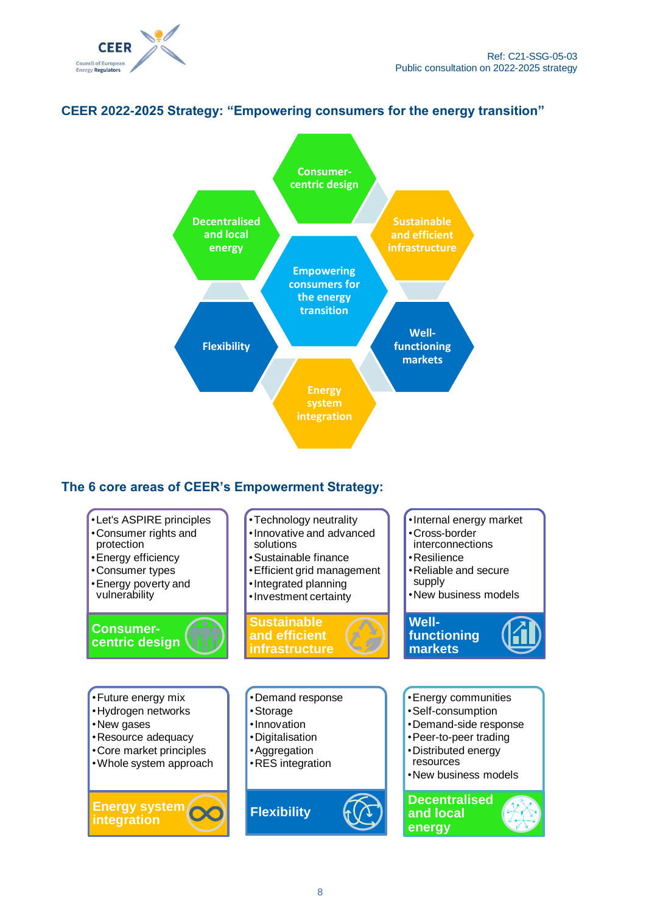## CEER 2022-2025 Strategy: "Empowering consumers for the energy transition"

Consumer-centric design

Decentralised and local energy

Sustainable and efficient infrastructure

Empowering consumers for the energy transition

Flexibility

Well-functioning markets

Energy system integration

## The 6 core areas of CEER's Empowerment Strategy:

**Consumer-centric design**
- Let's ASPIRE principles
- Consumer rights and protection
- Energy efficiency
- Consumer types
- Energy poverty and vulnerability

**Sustainable and efficient infrastructure**
- Technology neutrality
- Innovative and advanced solutions
- Sustainable finance
- Efficient grid management
- Integrated planning
- Investment certainty

**Well-functioning markets**
- Internal energy market
- Cross-border interconnections
- Resilience
- Reliable and secure supply
- New business models

**Energy system integration**
- Future energy mix
- Hydrogen networks
- New gases
- Resource adequacy
- Core market principles
- Whole system approach

**Flexibility**
- Demand response
- Storage
- Innovation
- Digitalisation
- Aggregation
- RES integration

**Decentralised and local energy**
- Energy communities
- Self-consumption
- Demand-side response
- Peer-to-peer trading
- Distributed energy resources
- New business models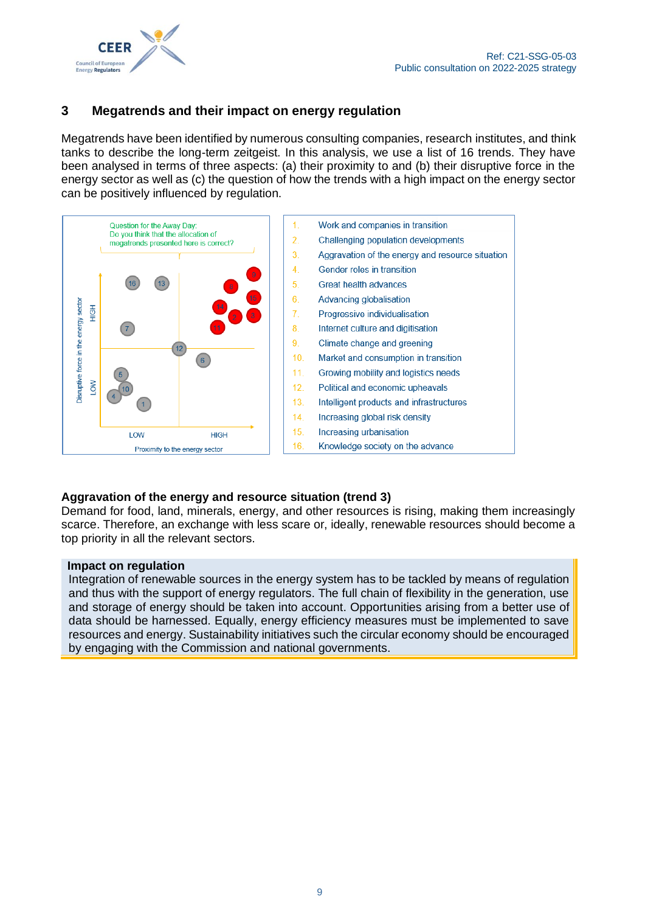## 3 Megatrends and their impact on energy regulation

Megatrends have been identified by numerous consulting companies, research institutes, and think tanks to describe the long-term zeitgeist. In this analysis, we use a list of 16 trends. They have been analysed in terms of three aspects: (a) their proximity to and (b) their disruptive force in the energy sector as well as (c) the question of how the trends with a high impact on the energy sector can be positively influenced by regulation.

Question for the Away Day:
Do you think that the allocation of megatrends presented here is correct?

1. Work and companies in transition
2. Challenging population developments
3. Aggravation of the energy and resource situation
4. Gender roles in transition
5. Great health advances
6. Advancing globalisation
7. Progressive individualisation
8. Internet culture and digitisation
9. Climate change and greening
10. Market and consumption in transition
11. Growing mobility and logistics needs
12. Political and economic upheavals
13. Intelligent products and infrastructures
14. Increasing global risk density
15. Increasing urbanisation
16. Knowledge society on the advance

**Aggravation of the energy and resource situation (trend 3)**
Demand for food, land, minerals, energy, and other resources is rising, making them increasingly scarce. Therefore, an exchange with less scare or, ideally, renewable resources should become a top priority in all the relevant sectors.

**Impact on regulation**
Integration of renewable sources in the energy system has to be tackled by means of regulation and thus with the support of energy regulators. The full chain of flexibility in the generation, use and storage of energy should be taken into account. Opportunities arising from a better use of data should be harnessed. Equally, energy efficiency measures must be implemented to save resources and energy. Sustainability initiatives such the circular economy should be encouraged by engaging with the Commission and national governments.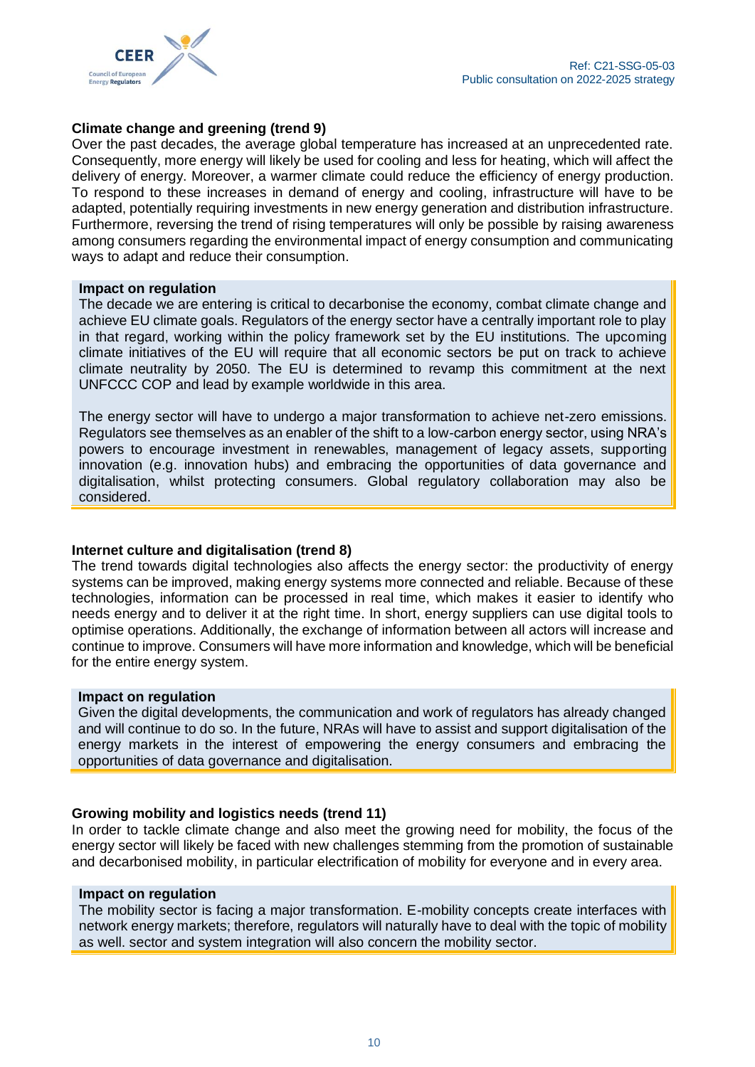### Climate change and greening (trend 9)

Over the past decades, the average global temperature has increased at an unprecedented rate. Consequently, more energy will likely be used for cooling and less for heating, which will affect the delivery of energy. Moreover, a warmer climate could reduce the efficiency of energy production. To respond to these increases in demand of energy and cooling, infrastructure will have to be adapted, potentially requiring investments in new energy generation and distribution infrastructure. Furthermore, reversing the trend of rising temperatures will only be possible by raising awareness among consumers regarding the environmental impact of energy consumption and communicating ways to adapt and reduce their consumption.

> **Impact on regulation**
>
> The decade we are entering is critical to decarbonise the economy, combat climate change and achieve EU climate goals. Regulators of the energy sector have a centrally important role to play in that regard, working within the policy framework set by the EU institutions. The upcoming climate initiatives of the EU will require that all economic sectors be put on track to achieve climate neutrality by 2050. The EU is determined to revamp this commitment at the next UNFCCC COP and lead by example worldwide in this area.
>
> The energy sector will have to undergo a major transformation to achieve net-zero emissions. Regulators see themselves as an enabler of the shift to a low-carbon energy sector, using NRA's powers to encourage investment in renewables, management of legacy assets, supporting innovation (e.g. innovation hubs) and embracing the opportunities of data governance and digitalisation, whilst protecting consumers. Global regulatory collaboration may also be considered.

### Internet culture and digitalisation (trend 8)

The trend towards digital technologies also affects the energy sector: the productivity of energy systems can be improved, making energy systems more connected and reliable. Because of these technologies, information can be processed in real time, which makes it easier to identify who needs energy and to deliver it at the right time. In short, energy suppliers can use digital tools to optimise operations. Additionally, the exchange of information between all actors will increase and continue to improve. Consumers will have more information and knowledge, which will be beneficial for the entire energy system.

> **Impact on regulation**
>
> Given the digital developments, the communication and work of regulators has already changed and will continue to do so. In the future, NRAs will have to assist and support digitalisation of the energy markets in the interest of empowering the energy consumers and embracing the opportunities of data governance and digitalisation.

### Growing mobility and logistics needs (trend 11)

In order to tackle climate change and also meet the growing need for mobility, the focus of the energy sector will likely be faced with new challenges stemming from the promotion of sustainable and decarbonised mobility, in particular electrification of mobility for everyone and in every area.

> **Impact on regulation**
>
> The mobility sector is facing a major transformation. E-mobility concepts create interfaces with network energy markets; therefore, regulators will naturally have to deal with the topic of mobility as well. sector and system integration will also concern the mobility sector.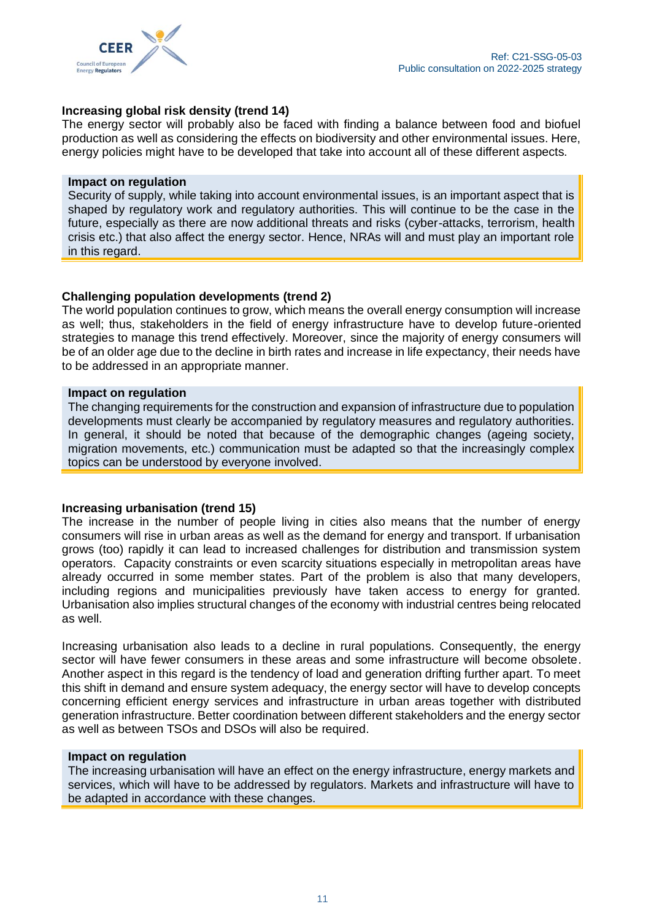**Increasing global risk density (trend 14)**

The energy sector will probably also be faced with finding a balance between food and biofuel production as well as considering the effects on biodiversity and other environmental issues. Here, energy policies might have to be developed that take into account all of these different aspects.

> **Impact on regulation**
> Security of supply, while taking into account environmental issues, is an important aspect that is shaped by regulatory work and regulatory authorities. This will continue to be the case in the future, especially as there are now additional threats and risks (cyber-attacks, terrorism, health crisis etc.) that also affect the energy sector. Hence, NRAs will and must play an important role in this regard.

**Challenging population developments (trend 2)**

The world population continues to grow, which means the overall energy consumption will increase as well; thus, stakeholders in the field of energy infrastructure have to develop future-oriented strategies to manage this trend effectively. Moreover, since the majority of energy consumers will be of an older age due to the decline in birth rates and increase in life expectancy, their needs have to be addressed in an appropriate manner.

> **Impact on regulation**
> The changing requirements for the construction and expansion of infrastructure due to population developments must clearly be accompanied by regulatory measures and regulatory authorities. In general, it should be noted that because of the demographic changes (ageing society, migration movements, etc.) communication must be adapted so that the increasingly complex topics can be understood by everyone involved.

**Increasing urbanisation (trend 15)**

The increase in the number of people living in cities also means that the number of energy consumers will rise in urban areas as well as the demand for energy and transport. If urbanisation grows (too) rapidly it can lead to increased challenges for distribution and transmission system operators. Capacity constraints or even scarcity situations especially in metropolitan areas have already occurred in some member states. Part of the problem is also that many developers, including regions and municipalities previously have taken access to energy for granted. Urbanisation also implies structural changes of the economy with industrial centres being relocated as well.

Increasing urbanisation also leads to a decline in rural populations. Consequently, the energy sector will have fewer consumers in these areas and some infrastructure will become obsolete. Another aspect in this regard is the tendency of load and generation drifting further apart. To meet this shift in demand and ensure system adequacy, the energy sector will have to develop concepts concerning efficient energy services and infrastructure in urban areas together with distributed generation infrastructure. Better coordination between different stakeholders and the energy sector as well as between TSOs and DSOs will also be required.

> **Impact on regulation**
> The increasing urbanisation will have an effect on the energy infrastructure, energy markets and services, which will have to be addressed by regulators. Markets and infrastructure will have to be adapted in accordance with these changes.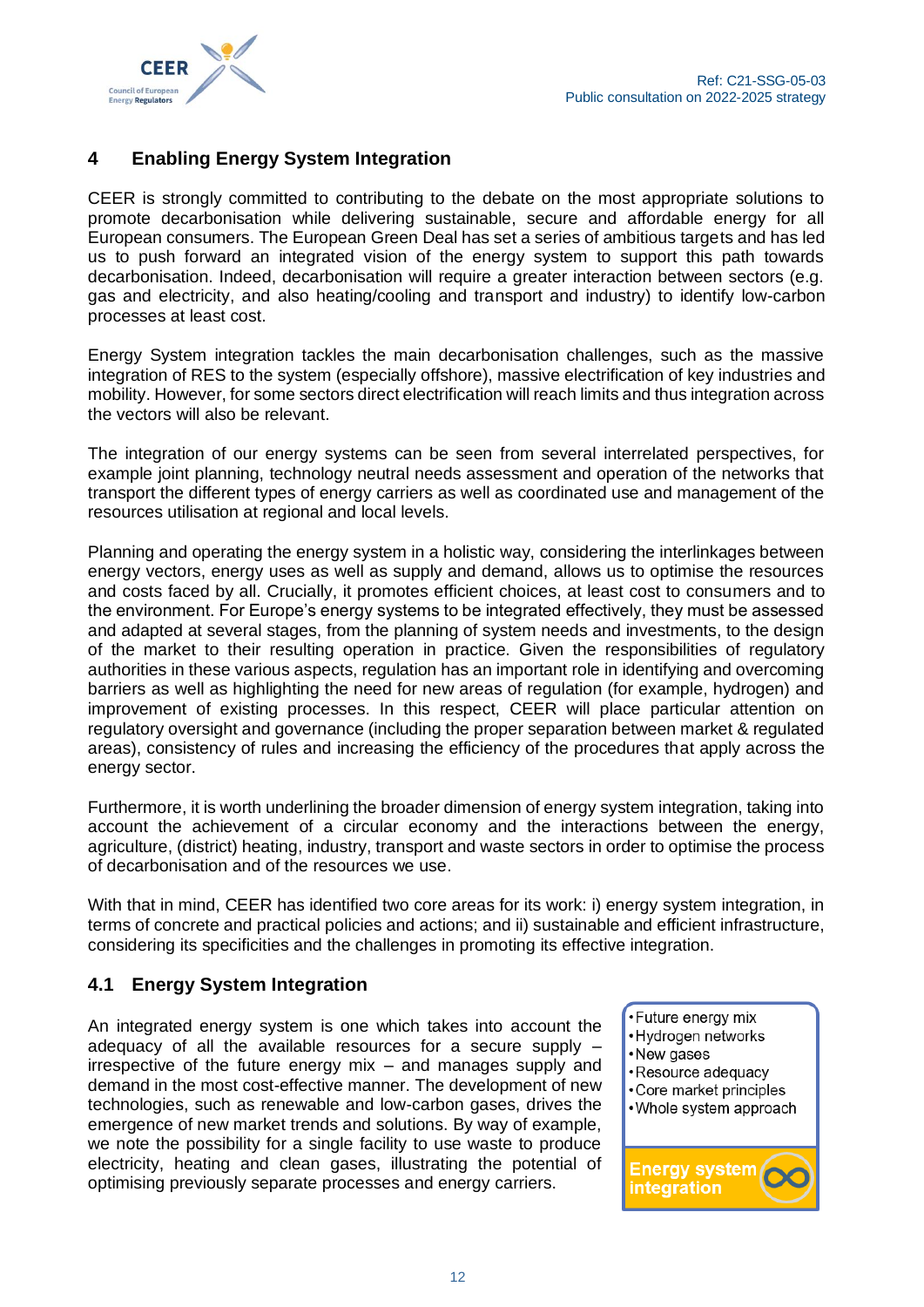## 4 Enabling Energy System Integration

CEER is strongly committed to contributing to the debate on the most appropriate solutions to promote decarbonisation while delivering sustainable, secure and affordable energy for all European consumers. The European Green Deal has set a series of ambitious targets and has led us to push forward an integrated vision of the energy system to support this path towards decarbonisation. Indeed, decarbonisation will require a greater interaction between sectors (e.g. gas and electricity, and also heating/cooling and transport and industry) to identify low-carbon processes at least cost.

Energy System integration tackles the main decarbonisation challenges, such as the massive integration of RES to the system (especially offshore), massive electrification of key industries and mobility. However, for some sectors direct electrification will reach limits and thus integration across the vectors will also be relevant.

The integration of our energy systems can be seen from several interrelated perspectives, for example joint planning, technology neutral needs assessment and operation of the networks that transport the different types of energy carriers as well as coordinated use and management of the resources utilisation at regional and local levels.

Planning and operating the energy system in a holistic way, considering the interlinkages between energy vectors, energy uses as well as supply and demand, allows us to optimise the resources and costs faced by all. Crucially, it promotes efficient choices, at least cost to consumers and to the environment. For Europe's energy systems to be integrated effectively, they must be assessed and adapted at several stages, from the planning of system needs and investments, to the design of the market to their resulting operation in practice. Given the responsibilities of regulatory authorities in these various aspects, regulation has an important role in identifying and overcoming barriers as well as highlighting the need for new areas of regulation (for example, hydrogen) and improvement of existing processes. In this respect, CEER will place particular attention on regulatory oversight and governance (including the proper separation between market & regulated areas), consistency of rules and increasing the efficiency of the procedures that apply across the energy sector.

Furthermore, it is worth underlining the broader dimension of energy system integration, taking into account the achievement of a circular economy and the interactions between the energy, agriculture, (district) heating, industry, transport and waste sectors in order to optimise the process of decarbonisation and of the resources we use.

With that in mind, CEER has identified two core areas for its work: i) energy system integration, in terms of concrete and practical policies and actions; and ii) sustainable and efficient infrastructure, considering its specificities and the challenges in promoting its effective integration.

### 4.1 Energy System Integration

An integrated energy system is one which takes into account the adequacy of all the available resources for a secure supply – irrespective of the future energy mix – and manages supply and demand in the most cost-effective manner. The development of new technologies, such as renewable and low-carbon gases, drives the emergence of new market trends and solutions. By way of example, we note the possibility for a single facility to use waste to produce electricity, heating and clean gases, illustrating the potential of optimising previously separate processes and energy carriers.

- Future energy mix
- Hydrogen networks
- New gases
- Resource adequacy
- Core market principles
- Whole system approach

**Energy system integration**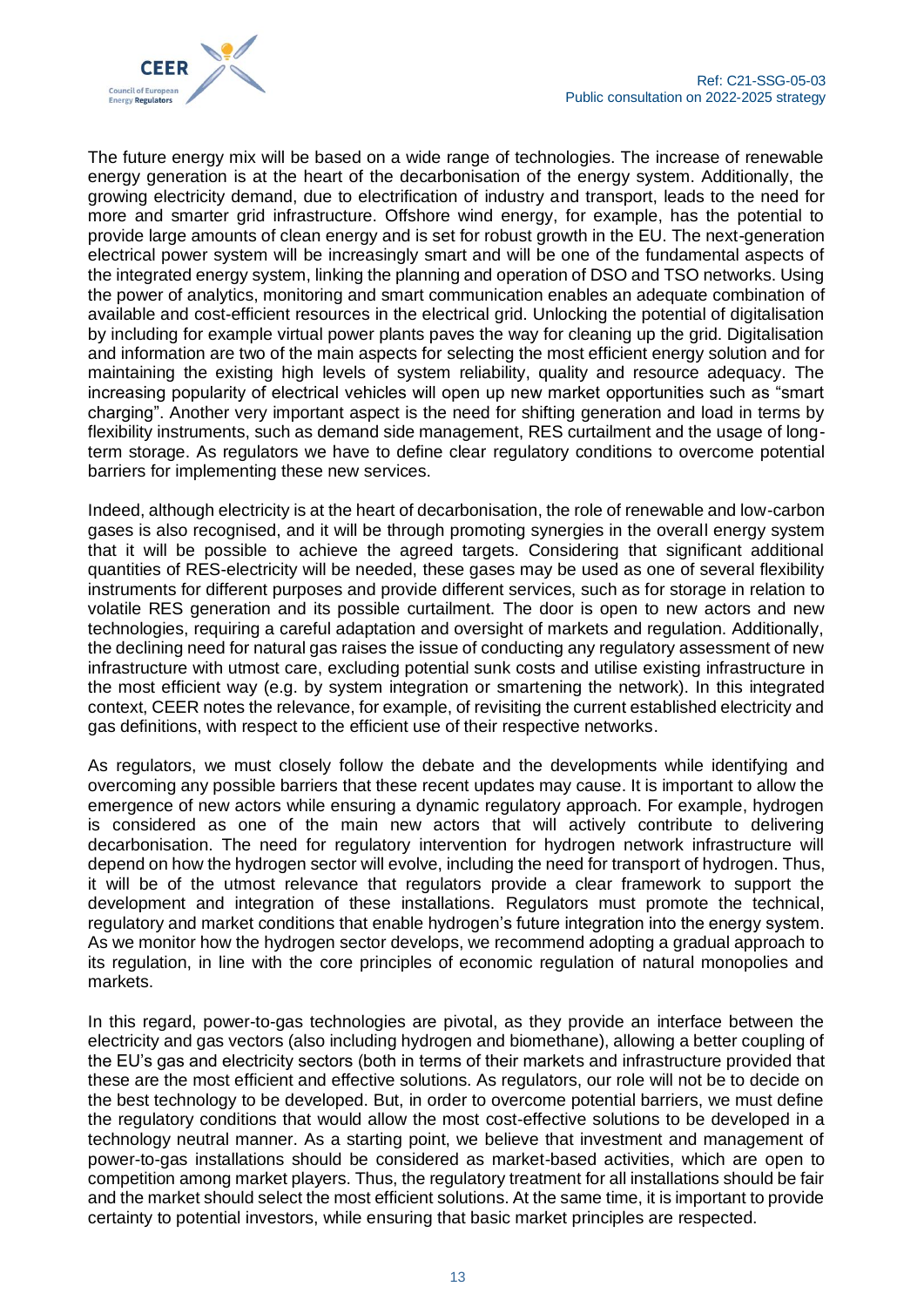The future energy mix will be based on a wide range of technologies. The increase of renewable energy generation is at the heart of the decarbonisation of the energy system. Additionally, the growing electricity demand, due to electrification of industry and transport, leads to the need for more and smarter grid infrastructure. Offshore wind energy, for example, has the potential to provide large amounts of clean energy and is set for robust growth in the EU. The next-generation electrical power system will be increasingly smart and will be one of the fundamental aspects of the integrated energy system, linking the planning and operation of DSO and TSO networks. Using the power of analytics, monitoring and smart communication enables an adequate combination of available and cost-efficient resources in the electrical grid. Unlocking the potential of digitalisation by including for example virtual power plants paves the way for cleaning up the grid. Digitalisation and information are two of the main aspects for selecting the most efficient energy solution and for maintaining the existing high levels of system reliability, quality and resource adequacy. The increasing popularity of electrical vehicles will open up new market opportunities such as "smart charging". Another very important aspect is the need for shifting generation and load in terms by flexibility instruments, such as demand side management, RES curtailment and the usage of long-term storage. As regulators we have to define clear regulatory conditions to overcome potential barriers for implementing these new services.

Indeed, although electricity is at the heart of decarbonisation, the role of renewable and low-carbon gases is also recognised, and it will be through promoting synergies in the overall energy system that it will be possible to achieve the agreed targets. Considering that significant additional quantities of RES-electricity will be needed, these gases may be used as one of several flexibility instruments for different purposes and provide different services, such as for storage in relation to volatile RES generation and its possible curtailment. The door is open to new actors and new technologies, requiring a careful adaptation and oversight of markets and regulation. Additionally, the declining need for natural gas raises the issue of conducting any regulatory assessment of new infrastructure with utmost care, excluding potential sunk costs and utilise existing infrastructure in the most efficient way (e.g. by system integration or smartening the network). In this integrated context, CEER notes the relevance, for example, of revisiting the current established electricity and gas definitions, with respect to the efficient use of their respective networks.

As regulators, we must closely follow the debate and the developments while identifying and overcoming any possible barriers that these recent updates may cause. It is important to allow the emergence of new actors while ensuring a dynamic regulatory approach. For example, hydrogen is considered as one of the main new actors that will actively contribute to delivering decarbonisation. The need for regulatory intervention for hydrogen network infrastructure will depend on how the hydrogen sector will evolve, including the need for transport of hydrogen. Thus, it will be of the utmost relevance that regulators provide a clear framework to support the development and integration of these installations. Regulators must promote the technical, regulatory and market conditions that enable hydrogen's future integration into the energy system. As we monitor how the hydrogen sector develops, we recommend adopting a gradual approach to its regulation, in line with the core principles of economic regulation of natural monopolies and markets.

In this regard, power-to-gas technologies are pivotal, as they provide an interface between the electricity and gas vectors (also including hydrogen and biomethane), allowing a better coupling of the EU's gas and electricity sectors (both in terms of their markets and infrastructure provided that these are the most efficient and effective solutions. As regulators, our role will not be to decide on the best technology to be developed. But, in order to overcome potential barriers, we must define the regulatory conditions that would allow the most cost-effective solutions to be developed in a technology neutral manner. As a starting point, we believe that investment and management of power-to-gas installations should be considered as market-based activities, which are open to competition among market players. Thus, the regulatory treatment for all installations should be fair and the market should select the most efficient solutions. At the same time, it is important to provide certainty to potential investors, while ensuring that basic market principles are respected.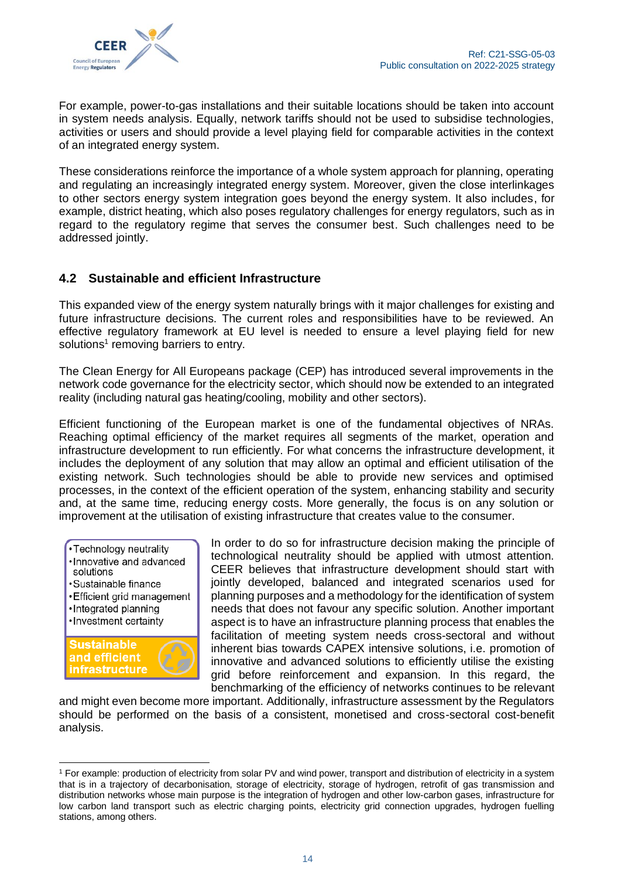For example, power-to-gas installations and their suitable locations should be taken into account in system needs analysis. Equally, network tariffs should not be used to subsidise technologies, activities or users and should provide a level playing field for comparable activities in the context of an integrated energy system.

These considerations reinforce the importance of a whole system approach for planning, operating and regulating an increasingly integrated energy system. Moreover, given the close interlinkages to other sectors energy system integration goes beyond the energy system. It also includes, for example, district heating, which also poses regulatory challenges for energy regulators, such as in regard to the regulatory regime that serves the consumer best. Such challenges need to be addressed jointly.

## 4.2 Sustainable and efficient Infrastructure

This expanded view of the energy system naturally brings with it major challenges for existing and future infrastructure decisions. The current roles and responsibilities have to be reviewed. An effective regulatory framework at EU level is needed to ensure a level playing field for new solutions[1] removing barriers to entry.

The Clean Energy for All Europeans package (CEP) has introduced several improvements in the network code governance for the electricity sector, which should now be extended to an integrated reality (including natural gas heating/cooling, mobility and other sectors).

Efficient functioning of the European market is one of the fundamental objectives of NRAs. Reaching optimal efficiency of the market requires all segments of the market, operation and infrastructure development to run efficiently. For what concerns the infrastructure development, it includes the deployment of any solution that may allow an optimal and efficient utilisation of the existing network. Such technologies should be able to provide new services and optimised processes, in the context of the efficient operation of the system, enhancing stability and security and, at the same time, reducing energy costs. More generally, the focus is on any solution or improvement at the utilisation of existing infrastructure that creates value to the consumer.

- Technology neutrality
- Innovative and advanced solutions
- Sustainable finance
- Efficient grid management
- Integrated planning
- Investment certainty

**Sustainable and efficient infrastructure**

In order to do so for infrastructure decision making the principle of technological neutrality should be applied with utmost attention. CEER believes that infrastructure development should start with jointly developed, balanced and integrated scenarios used for planning purposes and a methodology for the identification of system needs that does not favour any specific solution. Another important aspect is to have an infrastructure planning process that enables the facilitation of meeting system needs cross-sectoral and without inherent bias towards CAPEX intensive solutions, i.e. promotion of innovative and advanced solutions to efficiently utilise the existing grid before reinforcement and expansion. In this regard, the benchmarking of the efficiency of networks continues to be relevant and might even become more important. Additionally, infrastructure assessment by the Regulators should be performed on the basis of a consistent, monetised and cross-sectoral cost-benefit analysis.

[1] For example: production of electricity from solar PV and wind power, transport and distribution of electricity in a system that is in a trajectory of decarbonisation, storage of electricity, storage of hydrogen, retrofit of gas transmission and distribution networks whose main purpose is the integration of hydrogen and other low-carbon gases, infrastructure for low carbon land transport such as electric charging points, electricity grid connection upgrades, hydrogen fuelling stations, among others.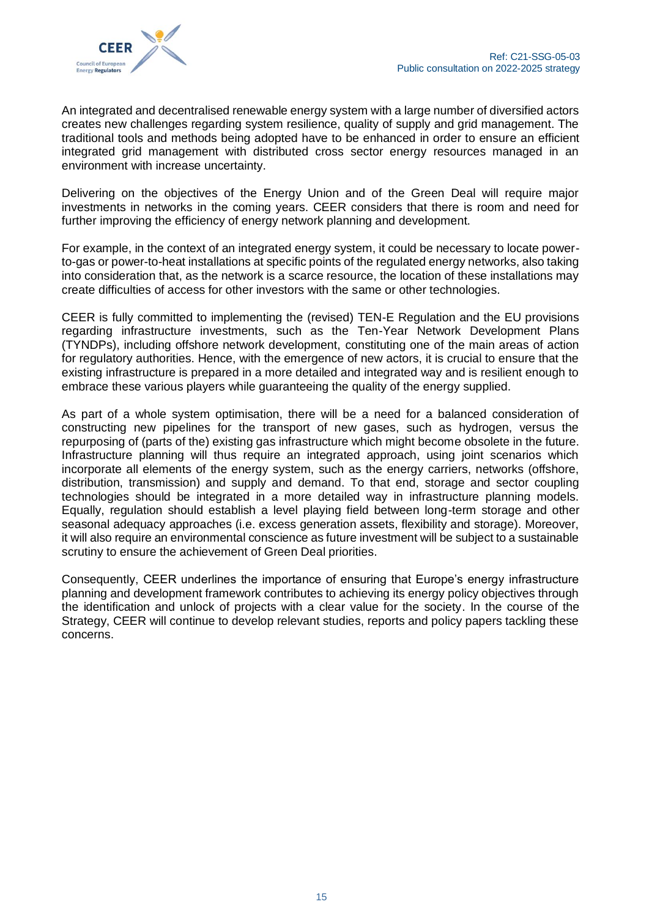An integrated and decentralised renewable energy system with a large number of diversified actors creates new challenges regarding system resilience, quality of supply and grid management. The traditional tools and methods being adopted have to be enhanced in order to ensure an efficient integrated grid management with distributed cross sector energy resources managed in an environment with increase uncertainty.

Delivering on the objectives of the Energy Union and of the Green Deal will require major investments in networks in the coming years. CEER considers that there is room and need for further improving the efficiency of energy network planning and development.

For example, in the context of an integrated energy system, it could be necessary to locate power-to-gas or power-to-heat installations at specific points of the regulated energy networks, also taking into consideration that, as the network is a scarce resource, the location of these installations may create difficulties of access for other investors with the same or other technologies.

CEER is fully committed to implementing the (revised) TEN-E Regulation and the EU provisions regarding infrastructure investments, such as the Ten-Year Network Development Plans (TYNDPs), including offshore network development, constituting one of the main areas of action for regulatory authorities. Hence, with the emergence of new actors, it is crucial to ensure that the existing infrastructure is prepared in a more detailed and integrated way and is resilient enough to embrace these various players while guaranteeing the quality of the energy supplied.

As part of a whole system optimisation, there will be a need for a balanced consideration of constructing new pipelines for the transport of new gases, such as hydrogen, versus the repurposing of (parts of the) existing gas infrastructure which might become obsolete in the future. Infrastructure planning will thus require an integrated approach, using joint scenarios which incorporate all elements of the energy system, such as the energy carriers, networks (offshore, distribution, transmission) and supply and demand. To that end, storage and sector coupling technologies should be integrated in a more detailed way in infrastructure planning models. Equally, regulation should establish a level playing field between long-term storage and other seasonal adequacy approaches (i.e. excess generation assets, flexibility and storage). Moreover, it will also require an environmental conscience as future investment will be subject to a sustainable scrutiny to ensure the achievement of Green Deal priorities.

Consequently, CEER underlines the importance of ensuring that Europe's energy infrastructure planning and development framework contributes to achieving its energy policy objectives through the identification and unlock of projects with a clear value for the society. In the course of the Strategy, CEER will continue to develop relevant studies, reports and policy papers tackling these concerns.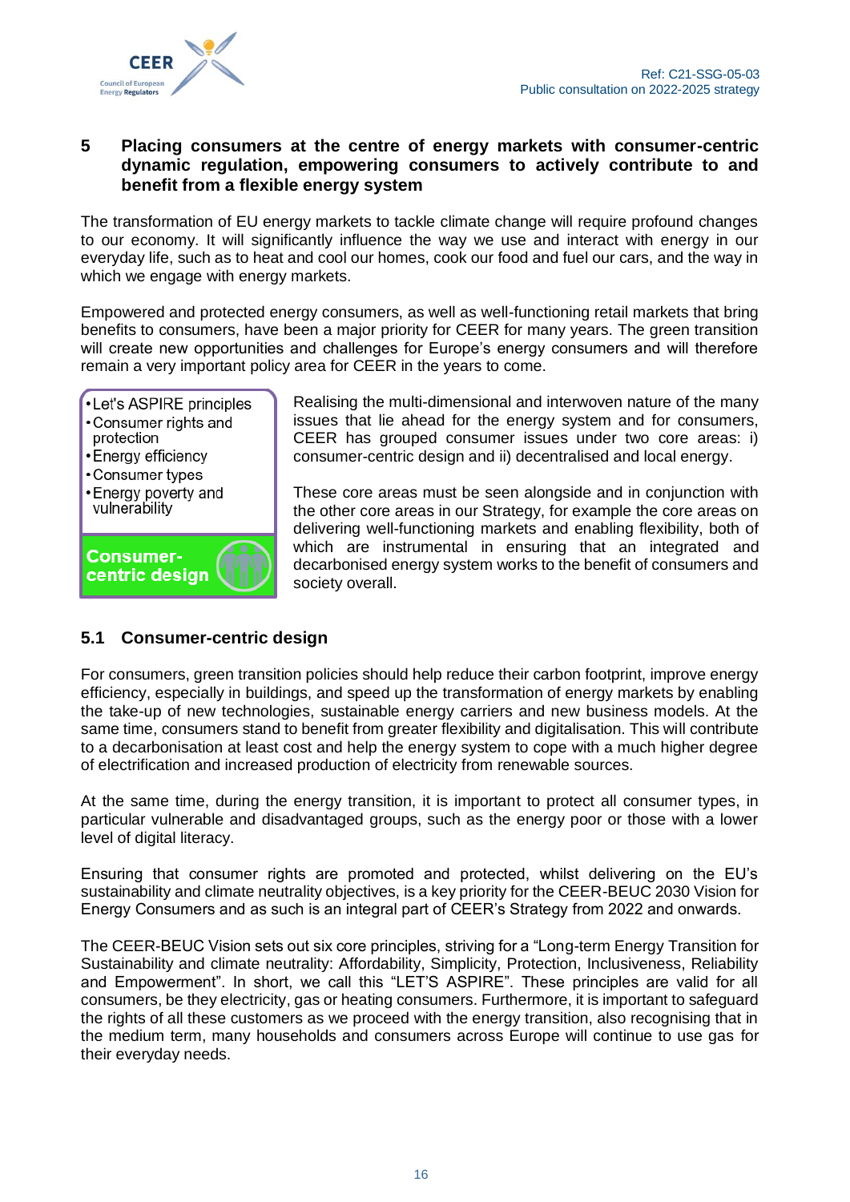## 5 Placing consumers at the centre of energy markets with consumer-centric dynamic regulation, empowering consumers to actively contribute to and benefit from a flexible energy system

The transformation of EU energy markets to tackle climate change will require profound changes to our economy. It will significantly influence the way we use and interact with energy in our everyday life, such as to heat and cool our homes, cook our food and fuel our cars, and the way in which we engage with energy markets.

Empowered and protected energy consumers, as well as well-functioning retail markets that bring benefits to consumers, have been a major priority for CEER for many years. The green transition will create new opportunities and challenges for Europe's energy consumers and will therefore remain a very important policy area for CEER in the years to come.

- Let's ASPIRE principles
- Consumer rights and protection
- Energy efficiency
- Consumer types
- Energy poverty and vulnerability

**Consumer-centric design**

Realising the multi-dimensional and interwoven nature of the many issues that lie ahead for the energy system and for consumers, CEER has grouped consumer issues under two core areas: i) consumer-centric design and ii) decentralised and local energy.

These core areas must be seen alongside and in conjunction with the other core areas in our Strategy, for example the core areas on delivering well-functioning markets and enabling flexibility, both of which are instrumental in ensuring that an integrated and decarbonised energy system works to the benefit of consumers and society overall.

### 5.1 Consumer-centric design

For consumers, green transition policies should help reduce their carbon footprint, improve energy efficiency, especially in buildings, and speed up the transformation of energy markets by enabling the take-up of new technologies, sustainable energy carriers and new business models. At the same time, consumers stand to benefit from greater flexibility and digitalisation. This will contribute to a decarbonisation at least cost and help the energy system to cope with a much higher degree of electrification and increased production of electricity from renewable sources.

At the same time, during the energy transition, it is important to protect all consumer types, in particular vulnerable and disadvantaged groups, such as the energy poor or those with a lower level of digital literacy.

Ensuring that consumer rights are promoted and protected, whilst delivering on the EU's sustainability and climate neutrality objectives, is a key priority for the CEER-BEUC 2030 Vision for Energy Consumers and as such is an integral part of CEER's Strategy from 2022 and onwards.

The CEER-BEUC Vision sets out six core principles, striving for a "Long-term Energy Transition for Sustainability and climate neutrality: Affordability, Simplicity, Protection, Inclusiveness, Reliability and Empowerment". In short, we call this "LET'S ASPIRE". These principles are valid for all consumers, be they electricity, gas or heating consumers. Furthermore, it is important to safeguard the rights of all these customers as we proceed with the energy transition, also recognising that in the medium term, many households and consumers across Europe will continue to use gas for their everyday needs.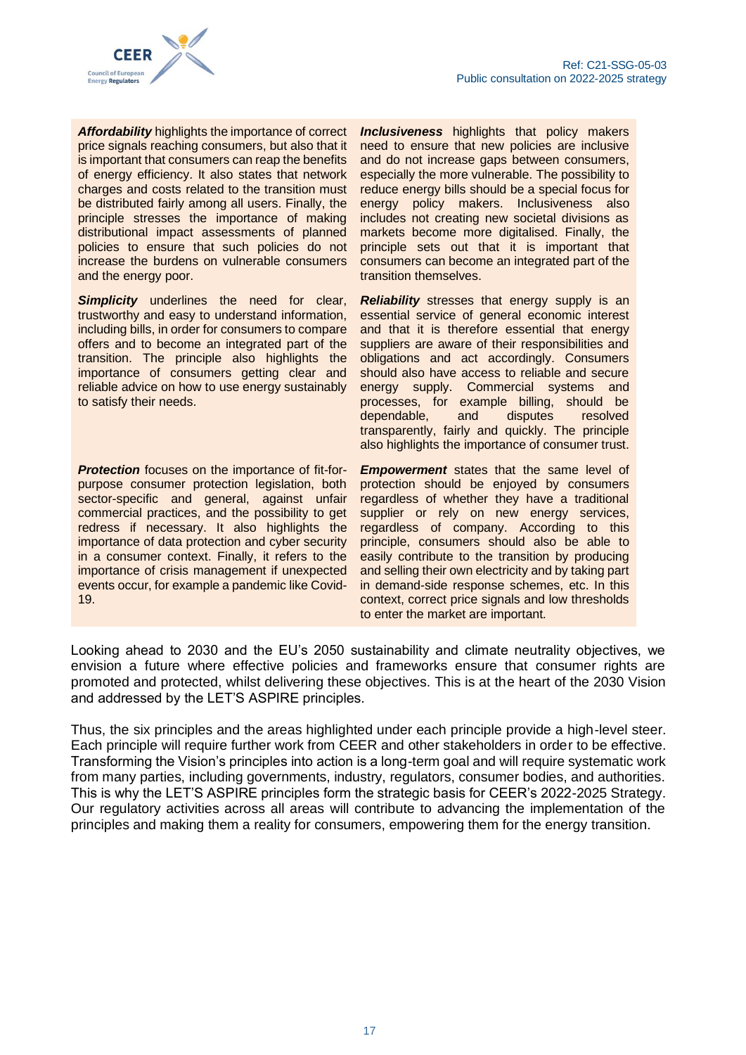***Affordability*** highlights the importance of correct price signals reaching consumers, but also that it is important that consumers can reap the benefits of energy efficiency. It also states that network charges and costs related to the transition must be distributed fairly among all users. Finally, the principle stresses the importance of making distributional impact assessments of planned policies to ensure that such policies do not increase the burdens on vulnerable consumers and the energy poor.

***Inclusiveness*** highlights that policy makers need to ensure that new policies are inclusive and do not increase gaps between consumers, especially the more vulnerable. The possibility to reduce energy bills should be a special focus for energy policy makers. Inclusiveness also includes not creating new societal divisions as markets become more digitalised. Finally, the principle sets out that it is important that consumers can become an integrated part of the transition themselves.

***Simplicity*** underlines the need for clear, trustworthy and easy to understand information, including bills, in order for consumers to compare offers and to become an integrated part of the transition. The principle also highlights the importance of consumers getting clear and reliable advice on how to use energy sustainably to satisfy their needs.

***Reliability*** stresses that energy supply is an essential service of general economic interest and that it is therefore essential that energy suppliers are aware of their responsibilities and obligations and act accordingly. Consumers should also have access to reliable and secure energy supply. Commercial systems and processes, for example billing, should be dependable, and disputes resolved transparently, fairly and quickly. The principle also highlights the importance of consumer trust.

***Protection*** focuses on the importance of fit-for-purpose consumer protection legislation, both sector-specific and general, against unfair commercial practices, and the possibility to get redress if necessary. It also highlights the importance of data protection and cyber security in a consumer context. Finally, it refers to the importance of crisis management if unexpected events occur, for example a pandemic like Covid-19.

***Empowerment*** states that the same level of protection should be enjoyed by consumers regardless of whether they have a traditional supplier or rely on new energy services, regardless of company. According to this principle, consumers should also be able to easily contribute to the transition by producing and selling their own electricity and by taking part in demand-side response schemes, etc. In this context, correct price signals and low thresholds to enter the market are important.

Looking ahead to 2030 and the EU's 2050 sustainability and climate neutrality objectives, we envision a future where effective policies and frameworks ensure that consumer rights are promoted and protected, whilst delivering these objectives. This is at the heart of the 2030 Vision and addressed by the LET'S ASPIRE principles.

Thus, the six principles and the areas highlighted under each principle provide a high-level steer. Each principle will require further work from CEER and other stakeholders in order to be effective. Transforming the Vision's principles into action is a long-term goal and will require systematic work from many parties, including governments, industry, regulators, consumer bodies, and authorities. This is why the LET'S ASPIRE principles form the strategic basis for CEER's 2022-2025 Strategy. Our regulatory activities across all areas will contribute to advancing the implementation of the principles and making them a reality for consumers, empowering them for the energy transition.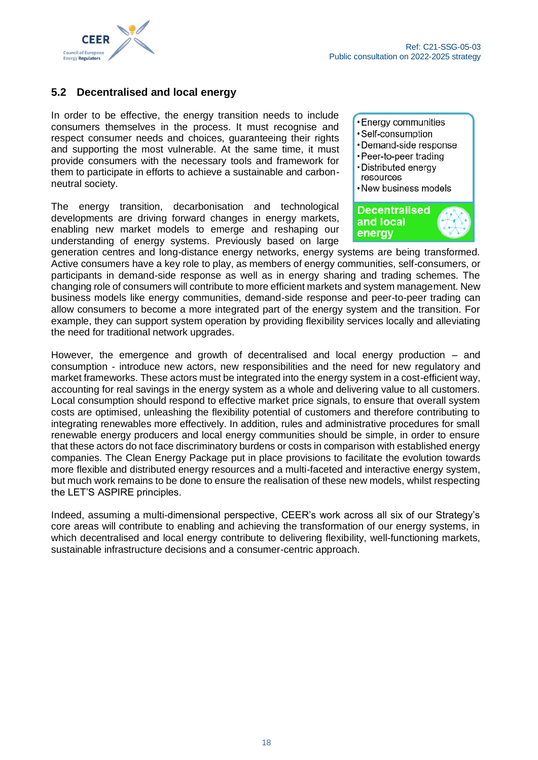## 5.2 Decentralised and local energy

- Energy communities
- Self-consumption
- Demand-side response
- Peer-to-peer trading
- Distributed energy resources
- New business models

**Decentralised and local energy**

In order to be effective, the energy transition needs to include consumers themselves in the process. It must recognise and respect consumer needs and choices, guaranteeing their rights and supporting the most vulnerable. At the same time, it must provide consumers with the necessary tools and framework for them to participate in efforts to achieve a sustainable and carbon-neutral society.

The energy transition, decarbonisation and technological developments are driving forward changes in energy markets, enabling new market models to emerge and reshaping our understanding of energy systems. Previously based on large generation centres and long-distance energy networks, energy systems are being transformed. Active consumers have a key role to play, as members of energy communities, self-consumers, or participants in demand-side response as well as in energy sharing and trading schemes. The changing role of consumers will contribute to more efficient markets and system management. New business models like energy communities, demand-side response and peer-to-peer trading can allow consumers to become a more integrated part of the energy system and the transition. For example, they can support system operation by providing flexibility services locally and alleviating the need for traditional network upgrades.

However, the emergence and growth of decentralised and local energy production – and consumption - introduce new actors, new responsibilities and the need for new regulatory and market frameworks. These actors must be integrated into the energy system in a cost-efficient way, accounting for real savings in the energy system as a whole and delivering value to all customers. Local consumption should respond to effective market price signals, to ensure that overall system costs are optimised, unleashing the flexibility potential of customers and therefore contributing to integrating renewables more effectively. In addition, rules and administrative procedures for small renewable energy producers and local energy communities should be simple, in order to ensure that these actors do not face discriminatory burdens or costs in comparison with established energy companies. The Clean Energy Package put in place provisions to facilitate the evolution towards more flexible and distributed energy resources and a multi-faceted and interactive energy system, but much work remains to be done to ensure the realisation of these new models, whilst respecting the LET'S ASPIRE principles.

Indeed, assuming a multi-dimensional perspective, CEER's work across all six of our Strategy's core areas will contribute to enabling and achieving the transformation of our energy systems, in which decentralised and local energy contribute to delivering flexibility, well-functioning markets, sustainable infrastructure decisions and a consumer-centric approach.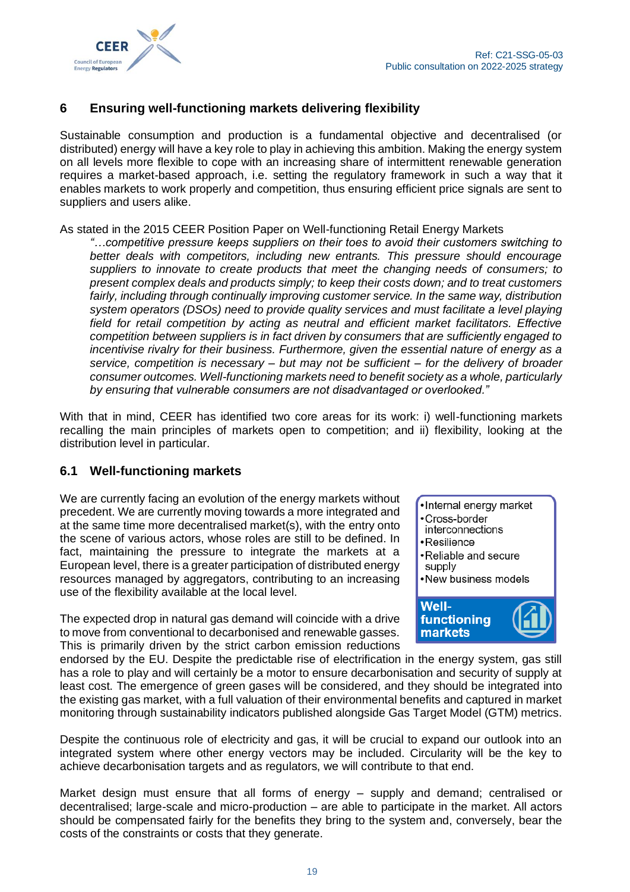# 6 Ensuring well-functioning markets delivering flexibility

Sustainable consumption and production is a fundamental objective and decentralised (or distributed) energy will have a key role to play in achieving this ambition. Making the energy system on all levels more flexible to cope with an increasing share of intermittent renewable generation requires a market-based approach, i.e. setting the regulatory framework in such a way that it enables markets to work properly and competition, thus ensuring efficient price signals are sent to suppliers and users alike.

As stated in the 2015 CEER Position Paper on Well-functioning Retail Energy Markets

> *"…competitive pressure keeps suppliers on their toes to avoid their customers switching to better deals with competitors, including new entrants. This pressure should encourage suppliers to innovate to create products that meet the changing needs of consumers; to present complex deals and products simply; to keep their costs down; and to treat customers fairly, including through continually improving customer service. In the same way, distribution system operators (DSOs) need to provide quality services and must facilitate a level playing field for retail competition by acting as neutral and efficient market facilitators. Effective competition between suppliers is in fact driven by consumers that are sufficiently engaged to incentivise rivalry for their business. Furthermore, given the essential nature of energy as a service, competition is necessary – but may not be sufficient – for the delivery of broader consumer outcomes. Well-functioning markets need to benefit society as a whole, particularly by ensuring that vulnerable consumers are not disadvantaged or overlooked."*

With that in mind, CEER has identified two core areas for its work: i) well-functioning markets recalling the main principles of markets open to competition; and ii) flexibility, looking at the distribution level in particular.

## 6.1 Well-functioning markets

- Internal energy market
- Cross-border interconnections
- Resilience
- Reliable and secure supply
- New business models

**Well-functioning markets**

We are currently facing an evolution of the energy markets without precedent. We are currently moving towards a more integrated and at the same time more decentralised market(s), with the entry onto the scene of various actors, whose roles are still to be defined. In fact, maintaining the pressure to integrate the markets at a European level, there is a greater participation of distributed energy resources managed by aggregators, contributing to an increasing use of the flexibility available at the local level.

The expected drop in natural gas demand will coincide with a drive to move from conventional to decarbonised and renewable gasses. This is primarily driven by the strict carbon emission reductions endorsed by the EU. Despite the predictable rise of electrification in the energy system, gas still has a role to play and will certainly be a motor to ensure decarbonisation and security of supply at least cost. The emergence of green gases will be considered, and they should be integrated into the existing gas market, with a full valuation of their environmental benefits and captured in market monitoring through sustainability indicators published alongside Gas Target Model (GTM) metrics.

Despite the continuous role of electricity and gas, it will be crucial to expand our outlook into an integrated system where other energy vectors may be included. Circularity will be the key to achieve decarbonisation targets and as regulators, we will contribute to that end.

Market design must ensure that all forms of energy – supply and demand; centralised or decentralised; large-scale and micro-production – are able to participate in the market. All actors should be compensated fairly for the benefits they bring to the system and, conversely, bear the costs of the constraints or costs that they generate.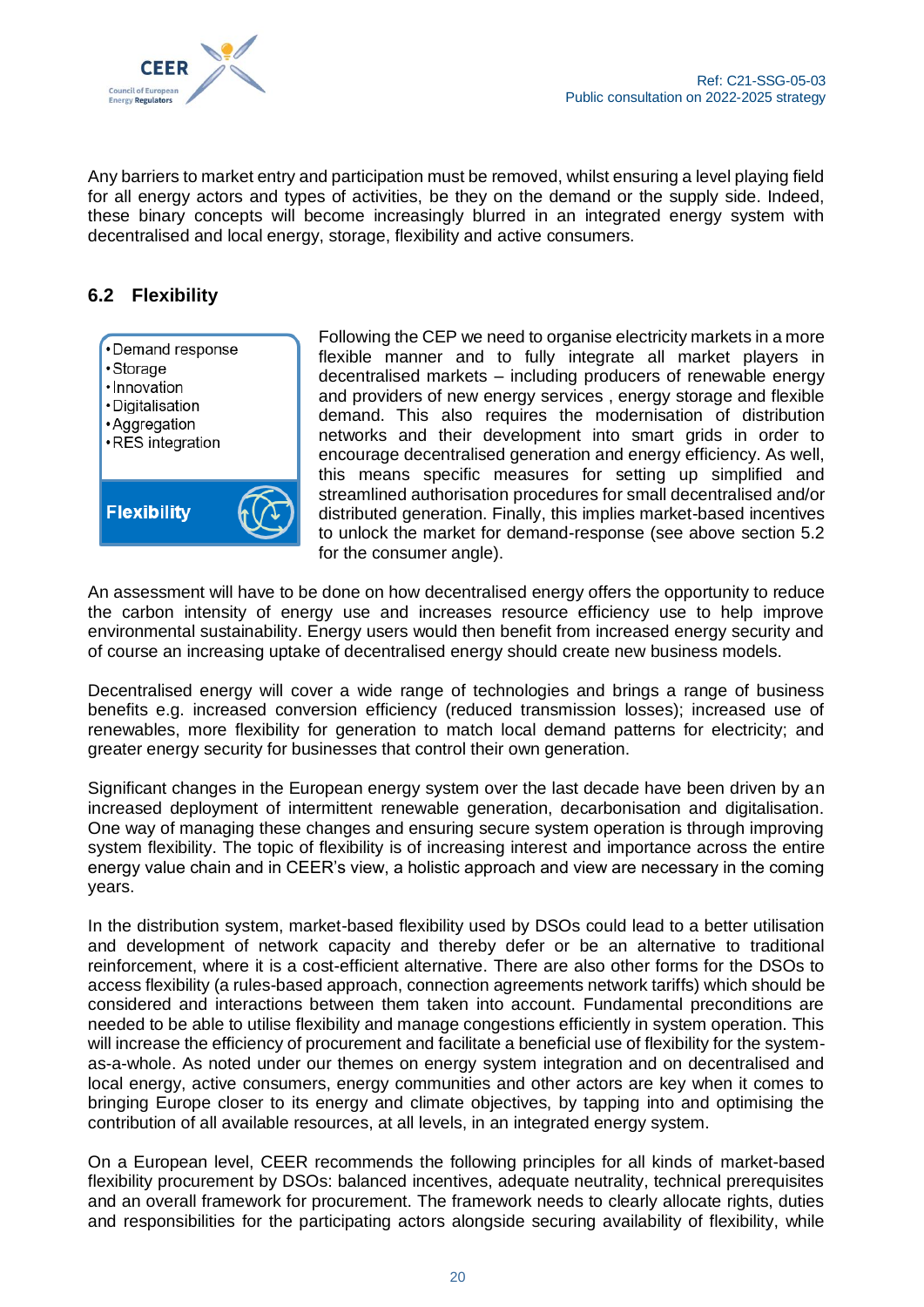Any barriers to market entry and participation must be removed, whilst ensuring a level playing field for all energy actors and types of activities, be they on the demand or the supply side. Indeed, these binary concepts will become increasingly blurred in an integrated energy system with decentralised and local energy, storage, flexibility and active consumers.

## 6.2 Flexibility

- Demand response
- Storage
- Innovation
- Digitalisation
- Aggregation
- RES integration

**Flexibility**

Following the CEP we need to organise electricity markets in a more flexible manner and to fully integrate all market players in decentralised markets – including producers of renewable energy and providers of new energy services , energy storage and flexible demand. This also requires the modernisation of distribution networks and their development into smart grids in order to encourage decentralised generation and energy efficiency. As well, this means specific measures for setting up simplified and streamlined authorisation procedures for small decentralised and/or distributed generation. Finally, this implies market-based incentives to unlock the market for demand-response (see above section 5.2 for the consumer angle).

An assessment will have to be done on how decentralised energy offers the opportunity to reduce the carbon intensity of energy use and increases resource efficiency use to help improve environmental sustainability. Energy users would then benefit from increased energy security and of course an increasing uptake of decentralised energy should create new business models.

Decentralised energy will cover a wide range of technologies and brings a range of business benefits e.g. increased conversion efficiency (reduced transmission losses); increased use of renewables, more flexibility for generation to match local demand patterns for electricity; and greater energy security for businesses that control their own generation.

Significant changes in the European energy system over the last decade have been driven by an increased deployment of intermittent renewable generation, decarbonisation and digitalisation. One way of managing these changes and ensuring secure system operation is through improving system flexibility. The topic of flexibility is of increasing interest and importance across the entire energy value chain and in CEER's view, a holistic approach and view are necessary in the coming years.

In the distribution system, market-based flexibility used by DSOs could lead to a better utilisation and development of network capacity and thereby defer or be an alternative to traditional reinforcement, where it is a cost-efficient alternative. There are also other forms for the DSOs to access flexibility (a rules-based approach, connection agreements network tariffs) which should be considered and interactions between them taken into account. Fundamental preconditions are needed to be able to utilise flexibility and manage congestions efficiently in system operation. This will increase the efficiency of procurement and facilitate a beneficial use of flexibility for the system-as-a-whole. As noted under our themes on energy system integration and on decentralised and local energy, active consumers, energy communities and other actors are key when it comes to bringing Europe closer to its energy and climate objectives, by tapping into and optimising the contribution of all available resources, at all levels, in an integrated energy system.

On a European level, CEER recommends the following principles for all kinds of market-based flexibility procurement by DSOs: balanced incentives, adequate neutrality, technical prerequisites and an overall framework for procurement. The framework needs to clearly allocate rights, duties and responsibilities for the participating actors alongside securing availability of flexibility, while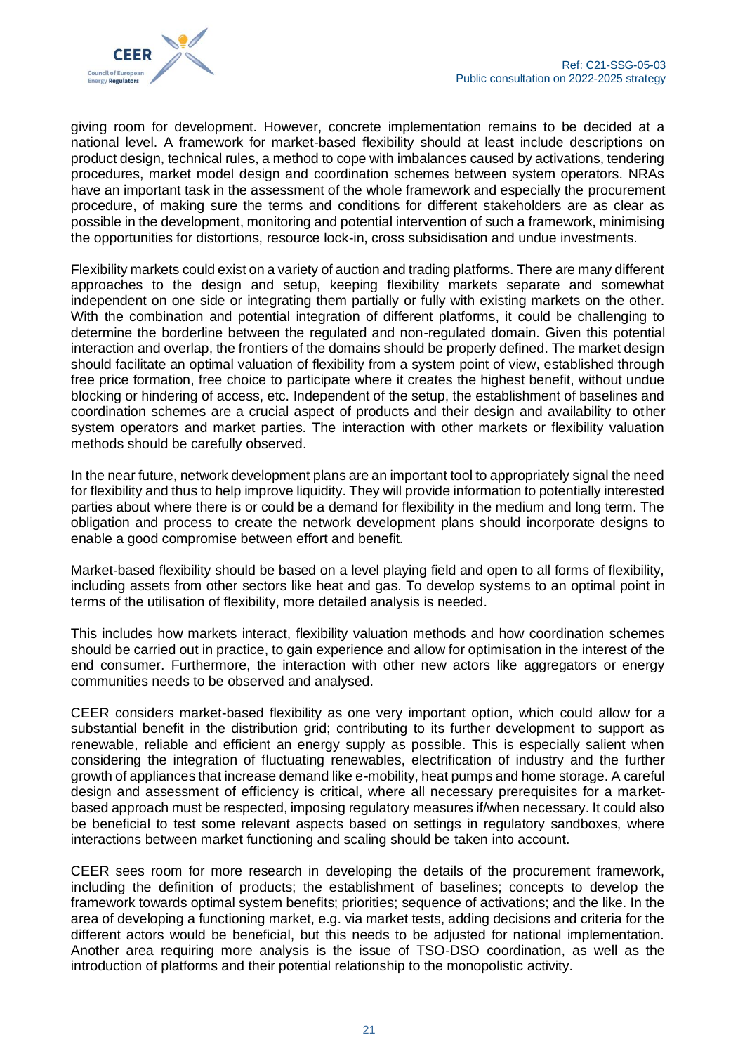giving room for development. However, concrete implementation remains to be decided at a national level. A framework for market-based flexibility should at least include descriptions on product design, technical rules, a method to cope with imbalances caused by activations, tendering procedures, market model design and coordination schemes between system operators. NRAs have an important task in the assessment of the whole framework and especially the procurement procedure, of making sure the terms and conditions for different stakeholders are as clear as possible in the development, monitoring and potential intervention of such a framework, minimising the opportunities for distortions, resource lock-in, cross subsidisation and undue investments.

Flexibility markets could exist on a variety of auction and trading platforms. There are many different approaches to the design and setup, keeping flexibility markets separate and somewhat independent on one side or integrating them partially or fully with existing markets on the other. With the combination and potential integration of different platforms, it could be challenging to determine the borderline between the regulated and non-regulated domain. Given this potential interaction and overlap, the frontiers of the domains should be properly defined. The market design should facilitate an optimal valuation of flexibility from a system point of view, established through free price formation, free choice to participate where it creates the highest benefit, without undue blocking or hindering of access, etc. Independent of the setup, the establishment of baselines and coordination schemes are a crucial aspect of products and their design and availability to other system operators and market parties. The interaction with other markets or flexibility valuation methods should be carefully observed.

In the near future, network development plans are an important tool to appropriately signal the need for flexibility and thus to help improve liquidity. They will provide information to potentially interested parties about where there is or could be a demand for flexibility in the medium and long term. The obligation and process to create the network development plans should incorporate designs to enable a good compromise between effort and benefit.

Market-based flexibility should be based on a level playing field and open to all forms of flexibility, including assets from other sectors like heat and gas. To develop systems to an optimal point in terms of the utilisation of flexibility, more detailed analysis is needed.

This includes how markets interact, flexibility valuation methods and how coordination schemes should be carried out in practice, to gain experience and allow for optimisation in the interest of the end consumer. Furthermore, the interaction with other new actors like aggregators or energy communities needs to be observed and analysed.

CEER considers market-based flexibility as one very important option, which could allow for a substantial benefit in the distribution grid; contributing to its further development to support as renewable, reliable and efficient an energy supply as possible. This is especially salient when considering the integration of fluctuating renewables, electrification of industry and the further growth of appliances that increase demand like e-mobility, heat pumps and home storage. A careful design and assessment of efficiency is critical, where all necessary prerequisites for a market-based approach must be respected, imposing regulatory measures if/when necessary. It could also be beneficial to test some relevant aspects based on settings in regulatory sandboxes, where interactions between market functioning and scaling should be taken into account.

CEER sees room for more research in developing the details of the procurement framework, including the definition of products; the establishment of baselines; concepts to develop the framework towards optimal system benefits; priorities; sequence of activations; and the like. In the area of developing a functioning market, e.g. via market tests, adding decisions and criteria for the different actors would be beneficial, but this needs to be adjusted for national implementation. Another area requiring more analysis is the issue of TSO-DSO coordination, as well as the introduction of platforms and their potential relationship to the monopolistic activity.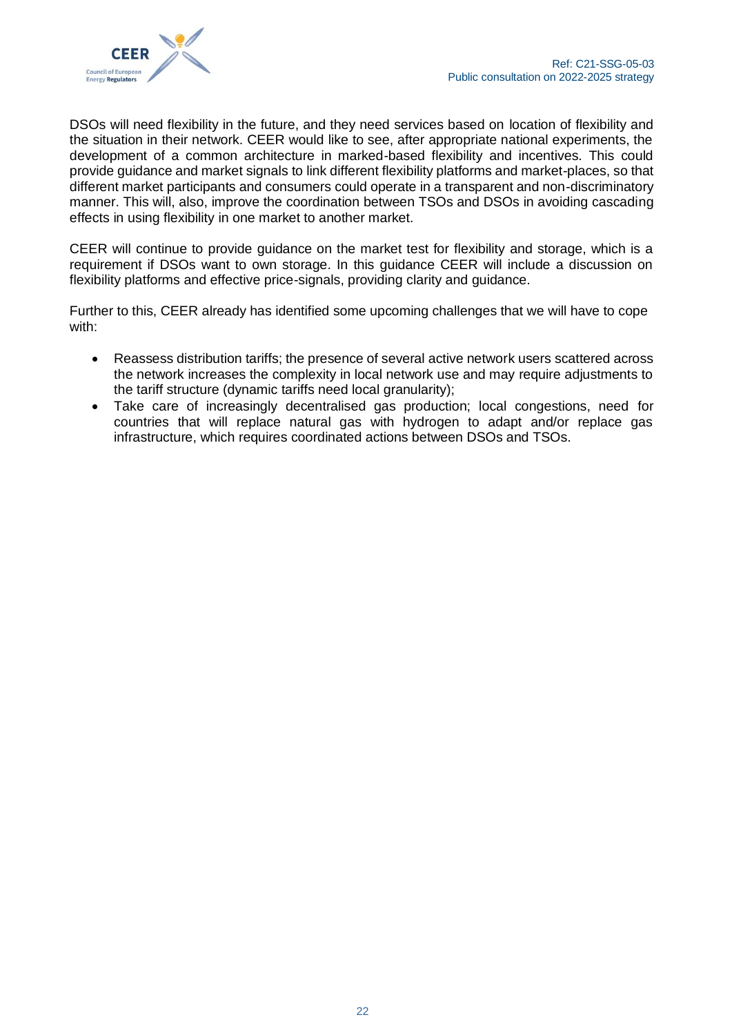DSOs will need flexibility in the future, and they need services based on location of flexibility and the situation in their network. CEER would like to see, after appropriate national experiments, the development of a common architecture in marked-based flexibility and incentives. This could provide guidance and market signals to link different flexibility platforms and market-places, so that different market participants and consumers could operate in a transparent and non-discriminatory manner. This will, also, improve the coordination between TSOs and DSOs in avoiding cascading effects in using flexibility in one market to another market.

CEER will continue to provide guidance on the market test for flexibility and storage, which is a requirement if DSOs want to own storage. In this guidance CEER will include a discussion on flexibility platforms and effective price-signals, providing clarity and guidance.

Further to this, CEER already has identified some upcoming challenges that we will have to cope with:

- Reassess distribution tariffs; the presence of several active network users scattered across the network increases the complexity in local network use and may require adjustments to the tariff structure (dynamic tariffs need local granularity);
- Take care of increasingly decentralised gas production; local congestions, need for countries that will replace natural gas with hydrogen to adapt and/or replace gas infrastructure, which requires coordinated actions between DSOs and TSOs.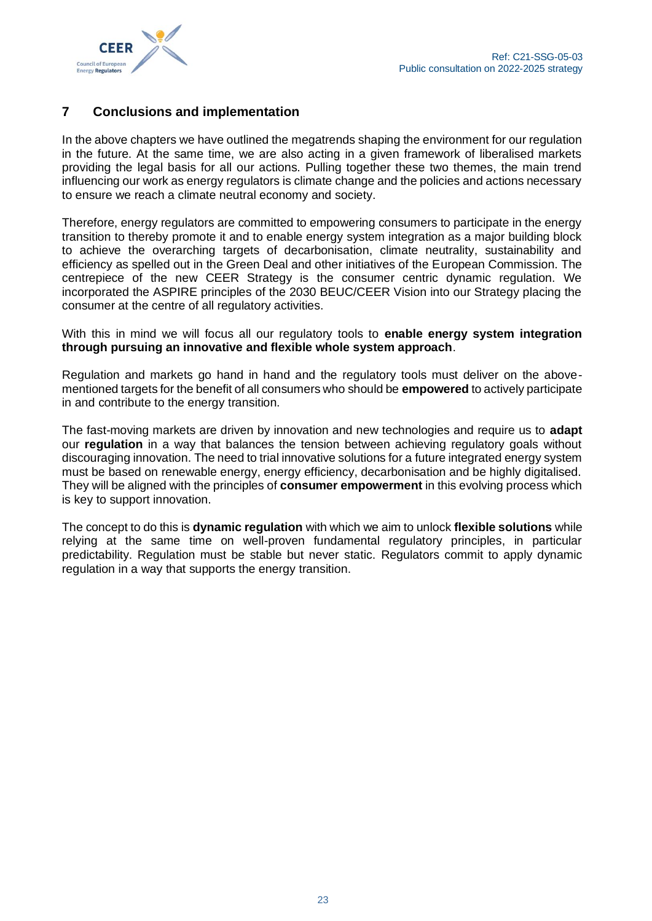## 7 Conclusions and implementation

In the above chapters we have outlined the megatrends shaping the environment for our regulation in the future. At the same time, we are also acting in a given framework of liberalised markets providing the legal basis for all our actions. Pulling together these two themes, the main trend influencing our work as energy regulators is climate change and the policies and actions necessary to ensure we reach a climate neutral economy and society.

Therefore, energy regulators are committed to empowering consumers to participate in the energy transition to thereby promote it and to enable energy system integration as a major building block to achieve the overarching targets of decarbonisation, climate neutrality, sustainability and efficiency as spelled out in the Green Deal and other initiatives of the European Commission. The centrepiece of the new CEER Strategy is the consumer centric dynamic regulation. We incorporated the ASPIRE principles of the 2030 BEUC/CEER Vision into our Strategy placing the consumer at the centre of all regulatory activities.

With this in mind we will focus all our regulatory tools to **enable energy system integration through pursuing an innovative and flexible whole system approach**.

Regulation and markets go hand in hand and the regulatory tools must deliver on the above-mentioned targets for the benefit of all consumers who should be **empowered** to actively participate in and contribute to the energy transition.

The fast-moving markets are driven by innovation and new technologies and require us to **adapt** our **regulation** in a way that balances the tension between achieving regulatory goals without discouraging innovation. The need to trial innovative solutions for a future integrated energy system must be based on renewable energy, energy efficiency, decarbonisation and be highly digitalised. They will be aligned with the principles of **consumer empowerment** in this evolving process which is key to support innovation.

The concept to do this is **dynamic regulation** with which we aim to unlock **flexible solutions** while relying at the same time on well-proven fundamental regulatory principles, in particular predictability. Regulation must be stable but never static. Regulators commit to apply dynamic regulation in a way that supports the energy transition.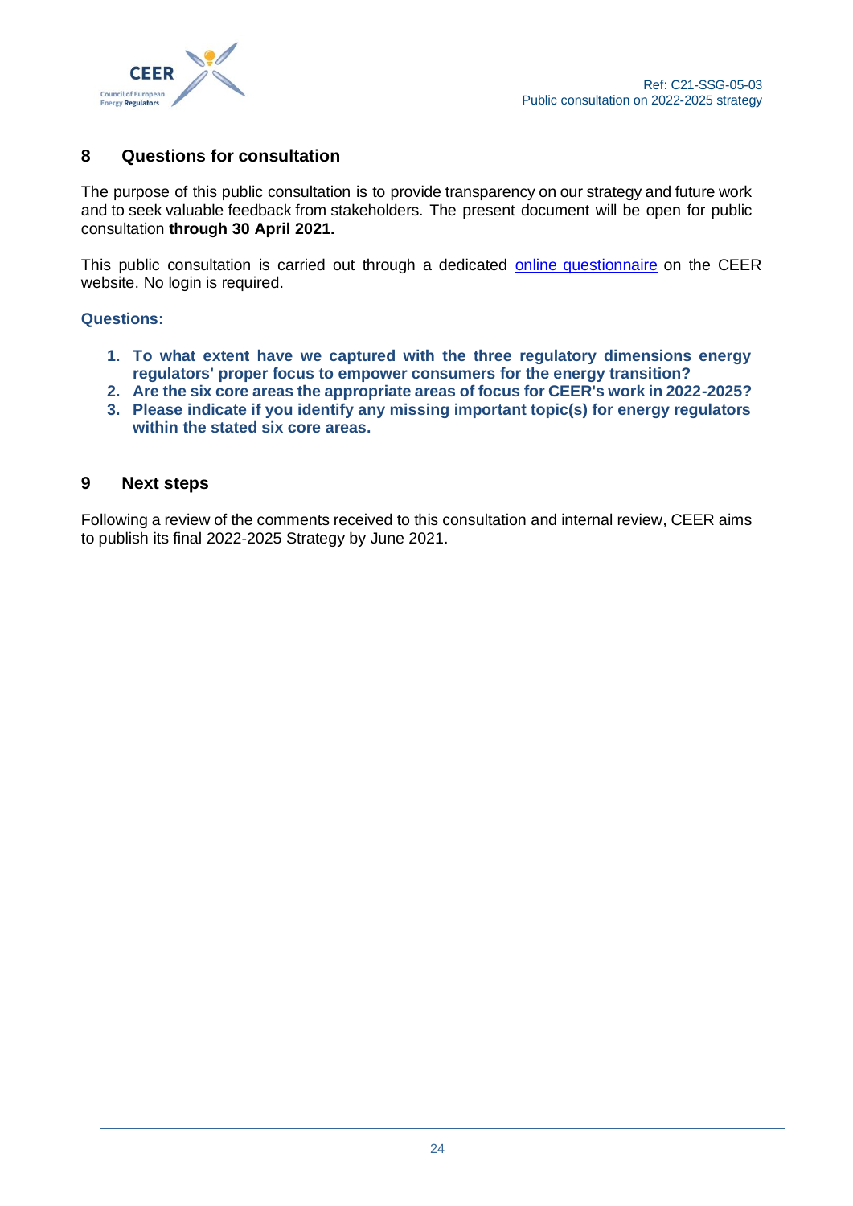## 8 Questions for consultation

The purpose of this public consultation is to provide transparency on our strategy and future work and to seek valuable feedback from stakeholders. The present document will be open for public consultation **through 30 April 2021.**

This public consultation is carried out through a dedicated online questionnaire on the CEER website. No login is required.

**Questions:**

1. **To what extent have we captured with the three regulatory dimensions energy regulators' proper focus to empower consumers for the energy transition?**
2. **Are the six core areas the appropriate areas of focus for CEER's work in 2022-2025?**
3. **Please indicate if you identify any missing important topic(s) for energy regulators within the stated six core areas.**

## 9 Next steps

Following a review of the comments received to this consultation and internal review, CEER aims to publish its final 2022-2025 Strategy by June 2021.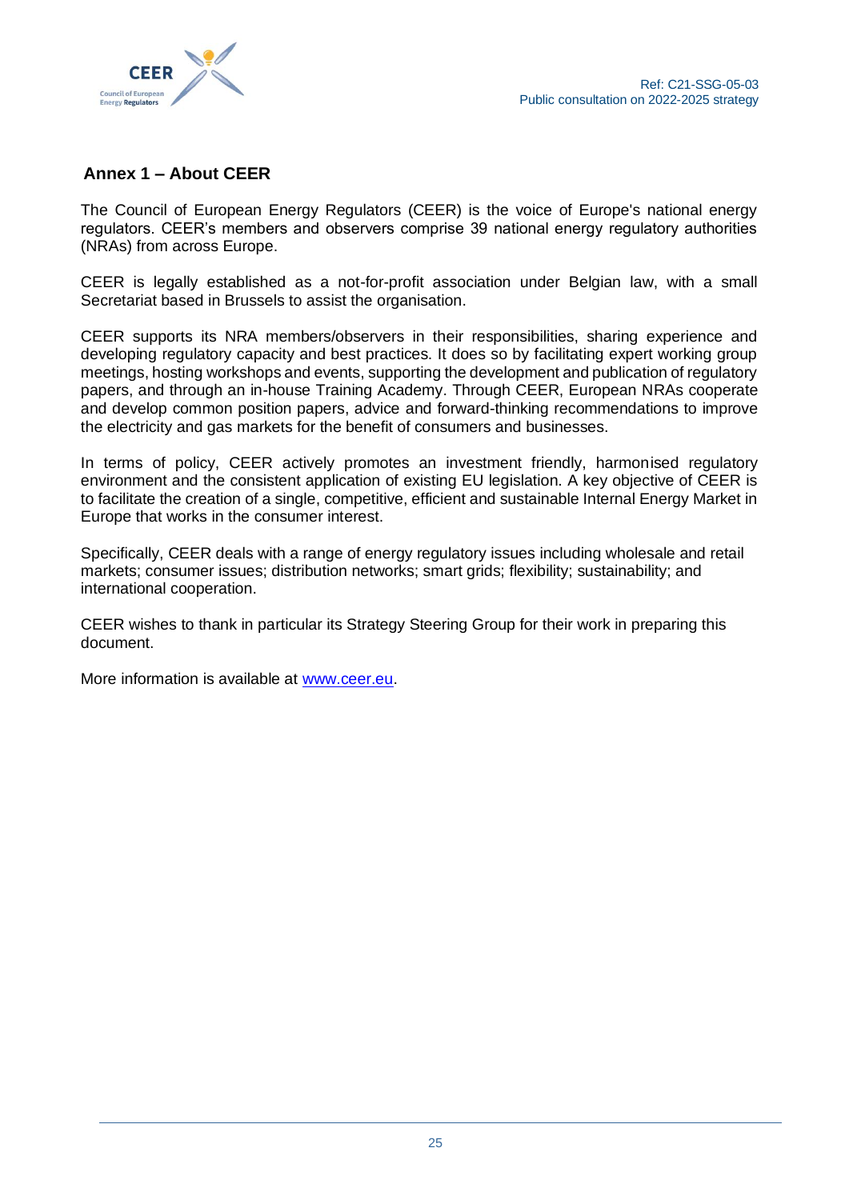## Annex 1 – About CEER

The Council of European Energy Regulators (CEER) is the voice of Europe's national energy regulators. CEER's members and observers comprise 39 national energy regulatory authorities (NRAs) from across Europe.

CEER is legally established as a not-for-profit association under Belgian law, with a small Secretariat based in Brussels to assist the organisation.

CEER supports its NRA members/observers in their responsibilities, sharing experience and developing regulatory capacity and best practices. It does so by facilitating expert working group meetings, hosting workshops and events, supporting the development and publication of regulatory papers, and through an in-house Training Academy. Through CEER, European NRAs cooperate and develop common position papers, advice and forward-thinking recommendations to improve the electricity and gas markets for the benefit of consumers and businesses.

In terms of policy, CEER actively promotes an investment friendly, harmonised regulatory environment and the consistent application of existing EU legislation. A key objective of CEER is to facilitate the creation of a single, competitive, efficient and sustainable Internal Energy Market in Europe that works in the consumer interest.

Specifically, CEER deals with a range of energy regulatory issues including wholesale and retail markets; consumer issues; distribution networks; smart grids; flexibility; sustainability; and international cooperation.

CEER wishes to thank in particular its Strategy Steering Group for their work in preparing this document.

More information is available at [www.ceer.eu](http://www.ceer.eu).